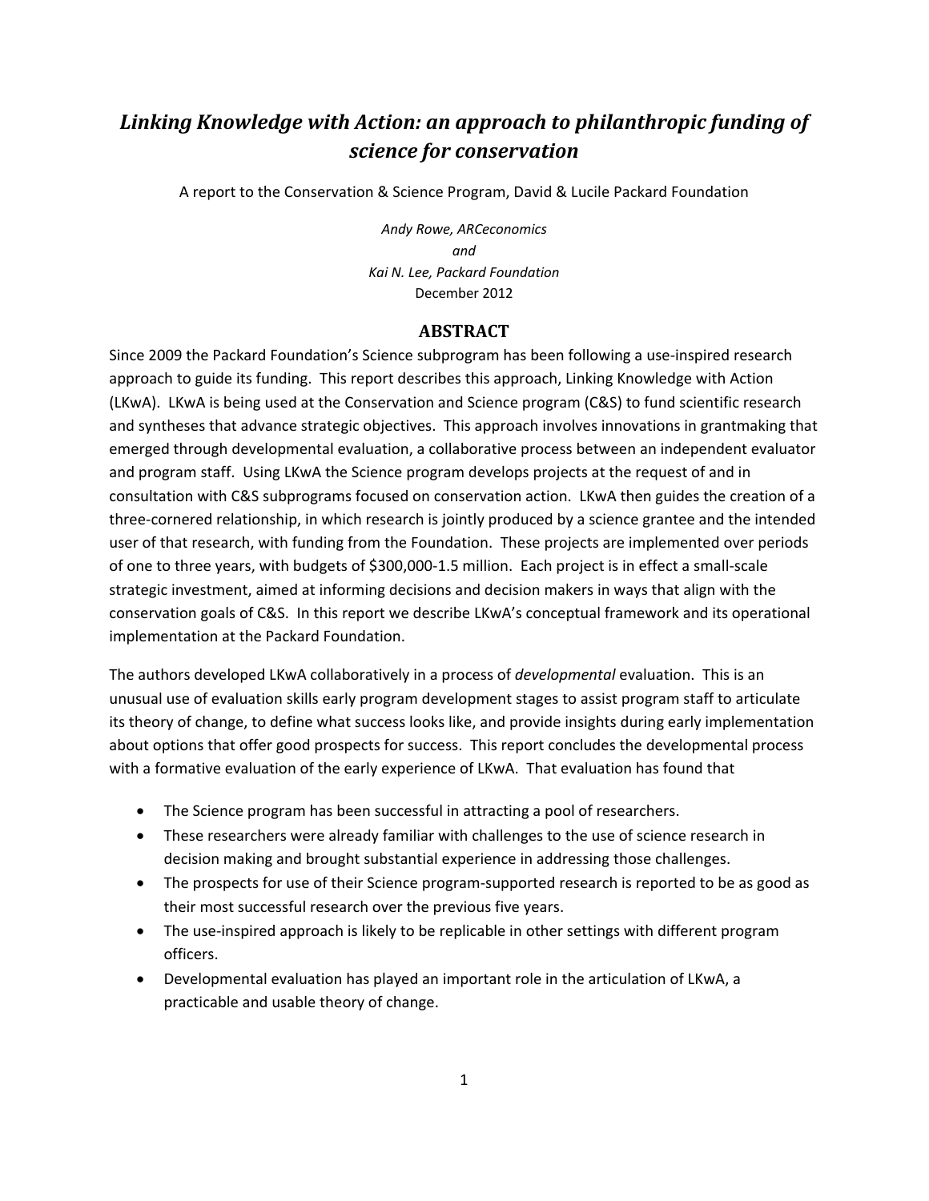# *Linking Knowledge with Action: an approach to philanthropic funding of science for conservation*

A report to the Conservation & Science Program, David & Lucile Packard Foundation

*Andy Rowe, ARCeconomics*
*and*
*Kai N. Lee, Packard Foundation*
December 2012

## ABSTRACT

Since 2009 the Packard Foundation's Science subprogram has been following a use-inspired research approach to guide its funding. This report describes this approach, Linking Knowledge with Action (LKwA). LKwA is being used at the Conservation and Science program (C&S) to fund scientific research and syntheses that advance strategic objectives. This approach involves innovations in grantmaking that emerged through developmental evaluation, a collaborative process between an independent evaluator and program staff. Using LKwA the Science program develops projects at the request of and in consultation with C&S subprograms focused on conservation action. LKwA then guides the creation of a three-cornered relationship, in which research is jointly produced by a science grantee and the intended user of that research, with funding from the Foundation. These projects are implemented over periods of one to three years, with budgets of $300,000-1.5 million. Each project is in effect a small-scale strategic investment, aimed at informing decisions and decision makers in ways that align with the conservation goals of C&S. In this report we describe LKwA's conceptual framework and its operational implementation at the Packard Foundation.

The authors developed LKwA collaboratively in a process of *developmental* evaluation. This is an unusual use of evaluation skills early program development stages to assist program staff to articulate its theory of change, to define what success looks like, and provide insights during early implementation about options that offer good prospects for success. This report concludes the developmental process with a formative evaluation of the early experience of LKwA. That evaluation has found that

- The Science program has been successful in attracting a pool of researchers.
- These researchers were already familiar with challenges to the use of science research in decision making and brought substantial experience in addressing those challenges.
- The prospects for use of their Science program-supported research is reported to be as good as their most successful research over the previous five years.
- The use-inspired approach is likely to be replicable in other settings with different program officers.
- Developmental evaluation has played an important role in the articulation of LKwA, a practicable and usable theory of change.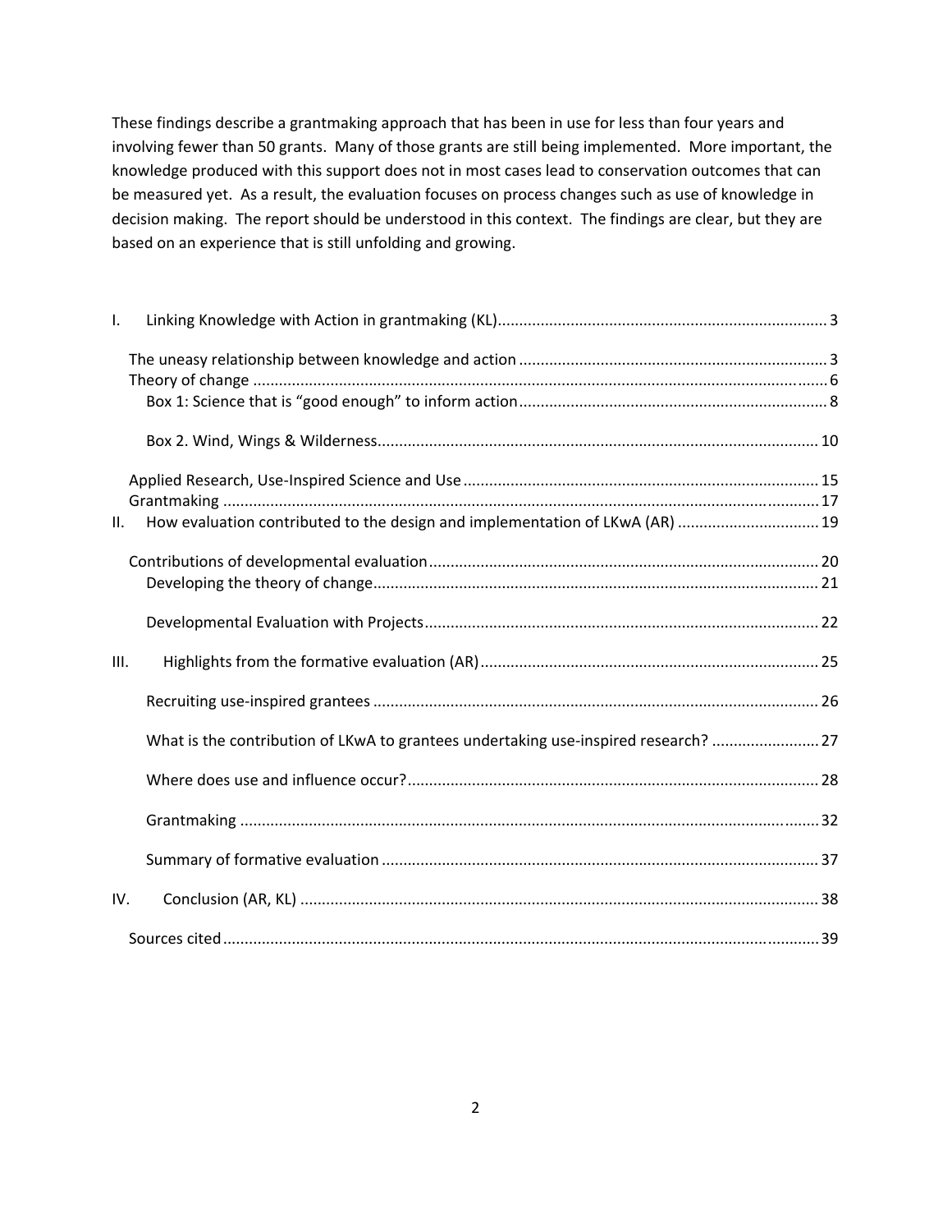These findings describe a grantmaking approach that has been in use for less than four years and involving fewer than 50 grants. Many of those grants are still being implemented. More important, the knowledge produced with this support does not in most cases lead to conservation outcomes that can be measured yet. As a result, the evaluation focuses on process changes such as use of knowledge in decision making. The report should be understood in this context. The findings are clear, but they are based on an experience that is still unfolding and growing.

I. Linking Knowledge with Action in grantmaking (KL) ........ 3

- The uneasy relationship between knowledge and action ........ 3
- Theory of change ........ 6
  - Box 1: Science that is "good enough" to inform action ........ 8
  - Box 2. Wind, Wings & Wilderness ........ 10
- Applied Research, Use-Inspired Science and Use ........ 15
- Grantmaking ........ 17

II. How evaluation contributed to the design and implementation of LKwA (AR) ........ 19

- Contributions of developmental evaluation ........ 20
  - Developing the theory of change ........ 21
  - Developmental Evaluation with Projects ........ 22

III. Highlights from the formative evaluation (AR) ........ 25

- Recruiting use-inspired grantees ........ 26
- What is the contribution of LKwA to grantees undertaking use-inspired research? ........ 27
- Where does use and influence occur? ........ 28
- Grantmaking ........ 32
- Summary of formative evaluation ........ 37

IV. Conclusion (AR, KL) ........ 38

Sources cited ........ 39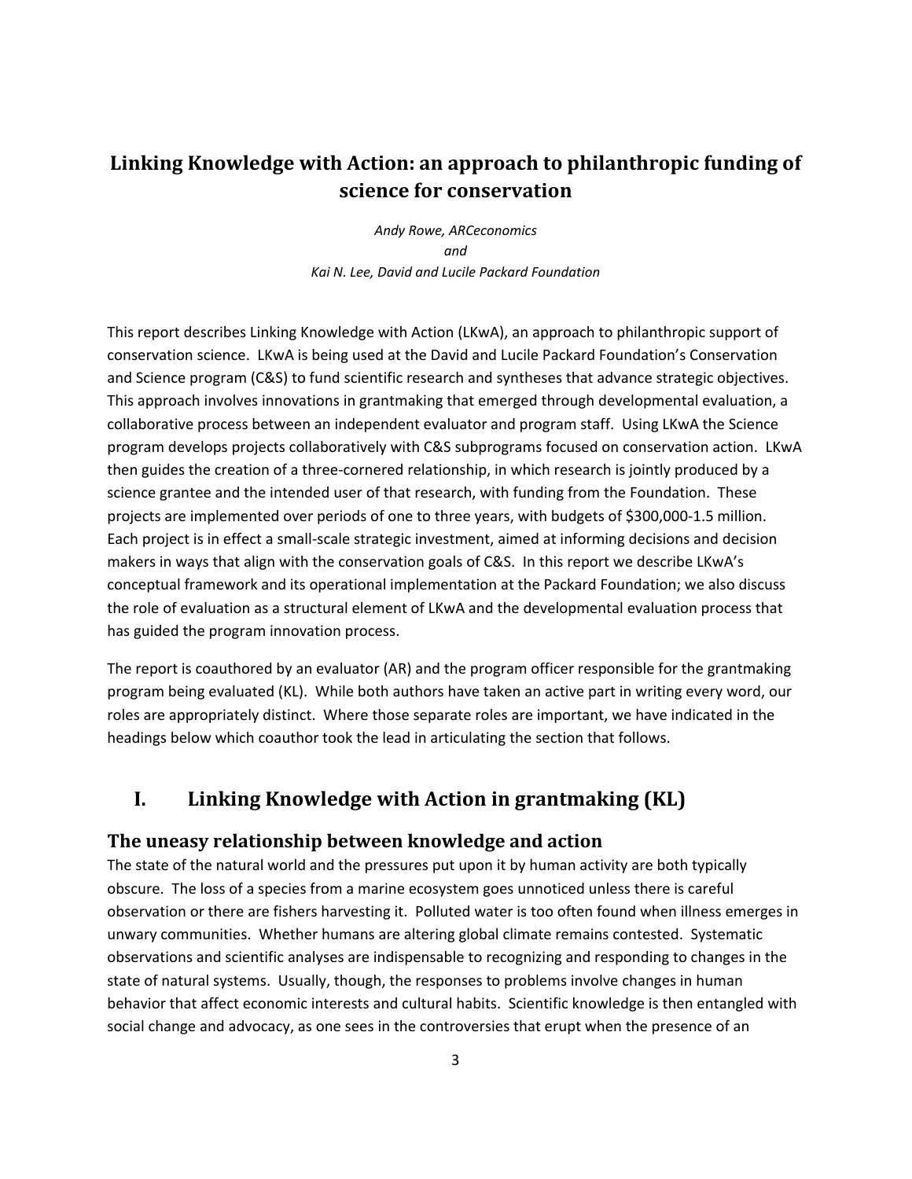# Linking Knowledge with Action: an approach to philanthropic funding of science for conservation

*Andy Rowe, ARCeconomics*
*and*
*Kai N. Lee, David and Lucile Packard Foundation*

This report describes Linking Knowledge with Action (LKwA), an approach to philanthropic support of conservation science. LKwA is being used at the David and Lucile Packard Foundation's Conservation and Science program (C&S) to fund scientific research and syntheses that advance strategic objectives. This approach involves innovations in grantmaking that emerged through developmental evaluation, a collaborative process between an independent evaluator and program staff. Using LKwA the Science program develops projects collaboratively with C&S subprograms focused on conservation action. LKwA then guides the creation of a three-cornered relationship, in which research is jointly produced by a science grantee and the intended user of that research, with funding from the Foundation. These projects are implemented over periods of one to three years, with budgets of $300,000-1.5 million. Each project is in effect a small-scale strategic investment, aimed at informing decisions and decision makers in ways that align with the conservation goals of C&S. In this report we describe LKwA's conceptual framework and its operational implementation at the Packard Foundation; we also discuss the role of evaluation as a structural element of LKwA and the developmental evaluation process that has guided the program innovation process.

The report is coauthored by an evaluator (AR) and the program officer responsible for the grantmaking program being evaluated (KL). While both authors have taken an active part in writing every word, our roles are appropriately distinct. Where those separate roles are important, we have indicated in the headings below which coauthor took the lead in articulating the section that follows.

## I. Linking Knowledge with Action in grantmaking (KL)

### The uneasy relationship between knowledge and action

The state of the natural world and the pressures put upon it by human activity are both typically obscure. The loss of a species from a marine ecosystem goes unnoticed unless there is careful observation or there are fishers harvesting it. Polluted water is too often found when illness emerges in unwary communities. Whether humans are altering global climate remains contested. Systematic observations and scientific analyses are indispensable to recognizing and responding to changes in the state of natural systems. Usually, though, the responses to problems involve changes in human behavior that affect economic interests and cultural habits. Scientific knowledge is then entangled with social change and advocacy, as one sees in the controversies that erupt when the presence of an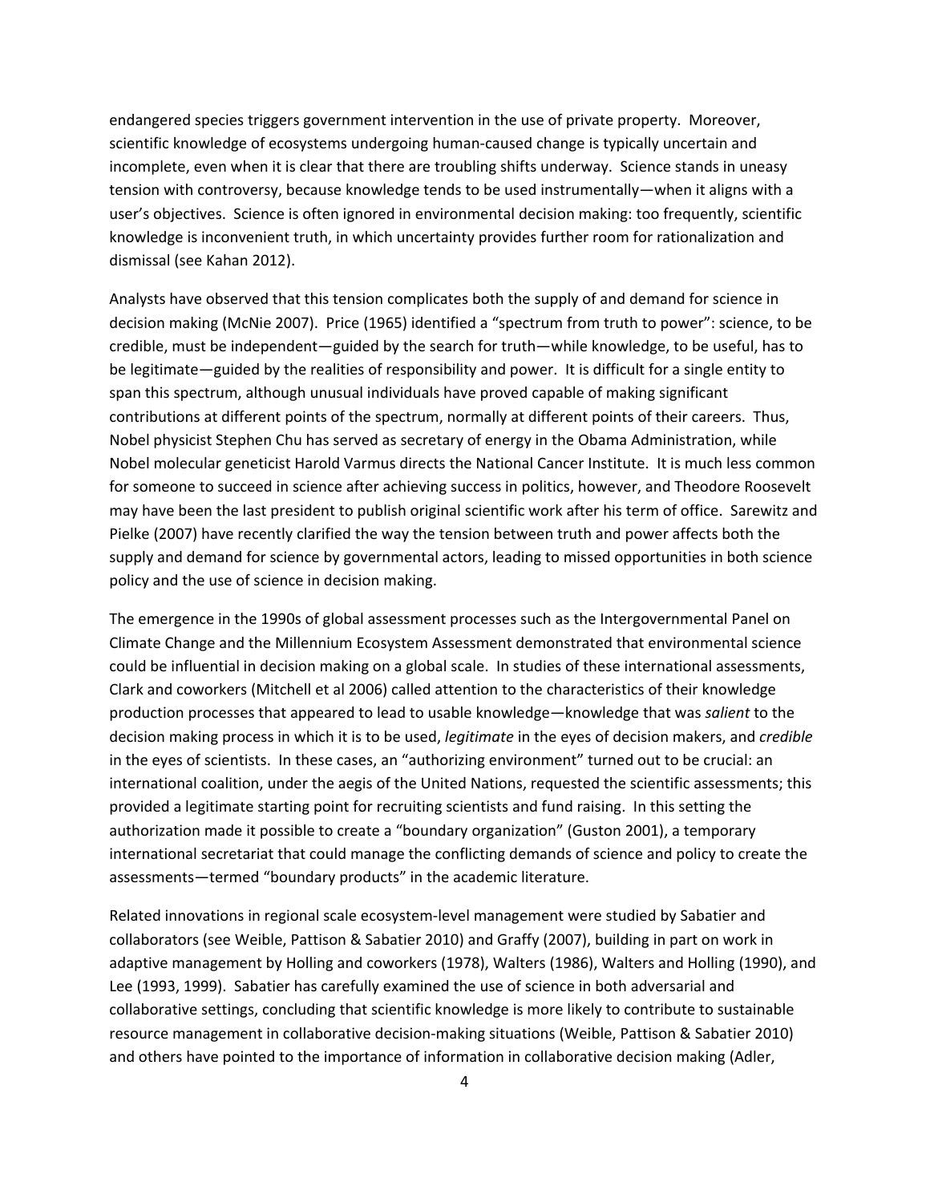endangered species triggers government intervention in the use of private property. Moreover, scientific knowledge of ecosystems undergoing human-caused change is typically uncertain and incomplete, even when it is clear that there are troubling shifts underway. Science stands in uneasy tension with controversy, because knowledge tends to be used instrumentally—when it aligns with a user's objectives. Science is often ignored in environmental decision making: too frequently, scientific knowledge is inconvenient truth, in which uncertainty provides further room for rationalization and dismissal (see Kahan 2012).

Analysts have observed that this tension complicates both the supply of and demand for science in decision making (McNie 2007). Price (1965) identified a "spectrum from truth to power": science, to be credible, must be independent—guided by the search for truth—while knowledge, to be useful, has to be legitimate—guided by the realities of responsibility and power. It is difficult for a single entity to span this spectrum, although unusual individuals have proved capable of making significant contributions at different points of the spectrum, normally at different points of their careers. Thus, Nobel physicist Stephen Chu has served as secretary of energy in the Obama Administration, while Nobel molecular geneticist Harold Varmus directs the National Cancer Institute. It is much less common for someone to succeed in science after achieving success in politics, however, and Theodore Roosevelt may have been the last president to publish original scientific work after his term of office. Sarewitz and Pielke (2007) have recently clarified the way the tension between truth and power affects both the supply and demand for science by governmental actors, leading to missed opportunities in both science policy and the use of science in decision making.

The emergence in the 1990s of global assessment processes such as the Intergovernmental Panel on Climate Change and the Millennium Ecosystem Assessment demonstrated that environmental science could be influential in decision making on a global scale. In studies of these international assessments, Clark and coworkers (Mitchell et al 2006) called attention to the characteristics of their knowledge production processes that appeared to lead to usable knowledge—knowledge that was *salient* to the decision making process in which it is to be used, *legitimate* in the eyes of decision makers, and *credible* in the eyes of scientists. In these cases, an "authorizing environment" turned out to be crucial: an international coalition, under the aegis of the United Nations, requested the scientific assessments; this provided a legitimate starting point for recruiting scientists and fund raising. In this setting the authorization made it possible to create a "boundary organization" (Guston 2001), a temporary international secretariat that could manage the conflicting demands of science and policy to create the assessments—termed "boundary products" in the academic literature.

Related innovations in regional scale ecosystem-level management were studied by Sabatier and collaborators (see Weible, Pattison & Sabatier 2010) and Graffy (2007), building in part on work in adaptive management by Holling and coworkers (1978), Walters (1986), Walters and Holling (1990), and Lee (1993, 1999). Sabatier has carefully examined the use of science in both adversarial and collaborative settings, concluding that scientific knowledge is more likely to contribute to sustainable resource management in collaborative decision-making situations (Weible, Pattison & Sabatier 2010) and others have pointed to the importance of information in collaborative decision making (Adler,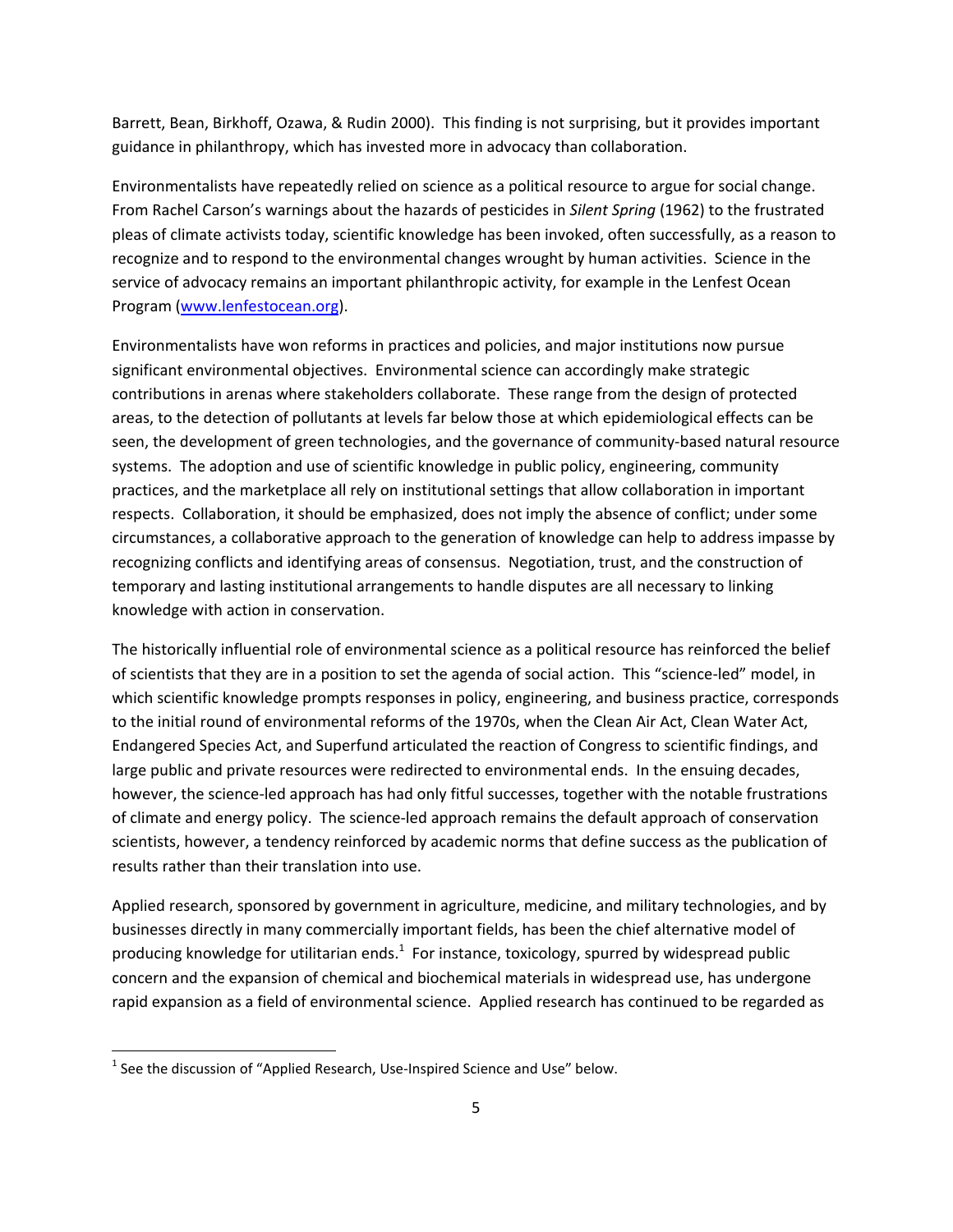Barrett, Bean, Birkhoff, Ozawa, & Rudin 2000). This finding is not surprising, but it provides important guidance in philanthropy, which has invested more in advocacy than collaboration.

Environmentalists have repeatedly relied on science as a political resource to argue for social change. From Rachel Carson's warnings about the hazards of pesticides in *Silent Spring* (1962) to the frustrated pleas of climate activists today, scientific knowledge has been invoked, often successfully, as a reason to recognize and to respond to the environmental changes wrought by human activities. Science in the service of advocacy remains an important philanthropic activity, for example in the Lenfest Ocean Program (www.lenfestocean.org).

Environmentalists have won reforms in practices and policies, and major institutions now pursue significant environmental objectives. Environmental science can accordingly make strategic contributions in arenas where stakeholders collaborate. These range from the design of protected areas, to the detection of pollutants at levels far below those at which epidemiological effects can be seen, the development of green technologies, and the governance of community-based natural resource systems. The adoption and use of scientific knowledge in public policy, engineering, community practices, and the marketplace all rely on institutional settings that allow collaboration in important respects. Collaboration, it should be emphasized, does not imply the absence of conflict; under some circumstances, a collaborative approach to the generation of knowledge can help to address impasse by recognizing conflicts and identifying areas of consensus. Negotiation, trust, and the construction of temporary and lasting institutional arrangements to handle disputes are all necessary to linking knowledge with action in conservation.

The historically influential role of environmental science as a political resource has reinforced the belief of scientists that they are in a position to set the agenda of social action. This "science-led" model, in which scientific knowledge prompts responses in policy, engineering, and business practice, corresponds to the initial round of environmental reforms of the 1970s, when the Clean Air Act, Clean Water Act, Endangered Species Act, and Superfund articulated the reaction of Congress to scientific findings, and large public and private resources were redirected to environmental ends. In the ensuing decades, however, the science-led approach has had only fitful successes, together with the notable frustrations of climate and energy policy. The science-led approach remains the default approach of conservation scientists, however, a tendency reinforced by academic norms that define success as the publication of results rather than their translation into use.

Applied research, sponsored by government in agriculture, medicine, and military technologies, and by businesses directly in many commercially important fields, has been the chief alternative model of producing knowledge for utilitarian ends.[1] For instance, toxicology, spurred by widespread public concern and the expansion of chemical and biochemical materials in widespread use, has undergone rapid expansion as a field of environmental science. Applied research has continued to be regarded as

[1] See the discussion of "Applied Research, Use-Inspired Science and Use" below.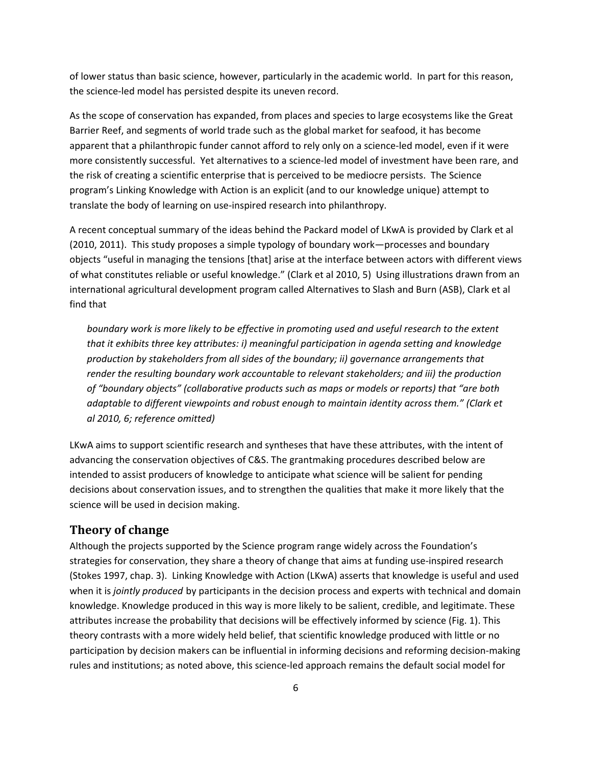of lower status than basic science, however, particularly in the academic world. In part for this reason, the science-led model has persisted despite its uneven record.

As the scope of conservation has expanded, from places and species to large ecosystems like the Great Barrier Reef, and segments of world trade such as the global market for seafood, it has become apparent that a philanthropic funder cannot afford to rely only on a science-led model, even if it were more consistently successful. Yet alternatives to a science-led model of investment have been rare, and the risk of creating a scientific enterprise that is perceived to be mediocre persists. The Science program's Linking Knowledge with Action is an explicit (and to our knowledge unique) attempt to translate the body of learning on use-inspired research into philanthropy.

A recent conceptual summary of the ideas behind the Packard model of LKwA is provided by Clark et al (2010, 2011). This study proposes a simple typology of boundary work—processes and boundary objects "useful in managing the tensions [that] arise at the interface between actors with different views of what constitutes reliable or useful knowledge." (Clark et al 2010, 5) Using illustrations drawn from an international agricultural development program called Alternatives to Slash and Burn (ASB), Clark et al find that

> *boundary work is more likely to be effective in promoting used and useful research to the extent that it exhibits three key attributes: i) meaningful participation in agenda setting and knowledge production by stakeholders from all sides of the boundary; ii) governance arrangements that render the resulting boundary work accountable to relevant stakeholders; and iii) the production of "boundary objects" (collaborative products such as maps or models or reports) that "are both adaptable to different viewpoints and robust enough to maintain identity across them." (Clark et al 2010, 6; reference omitted)*

LKwA aims to support scientific research and syntheses that have these attributes, with the intent of advancing the conservation objectives of C&S. The grantmaking procedures described below are intended to assist producers of knowledge to anticipate what science will be salient for pending decisions about conservation issues, and to strengthen the qualities that make it more likely that the science will be used in decision making.

## Theory of change

Although the projects supported by the Science program range widely across the Foundation's strategies for conservation, they share a theory of change that aims at funding use-inspired research (Stokes 1997, chap. 3). Linking Knowledge with Action (LKwA) asserts that knowledge is useful and used when it is *jointly produced* by participants in the decision process and experts with technical and domain knowledge. Knowledge produced in this way is more likely to be salient, credible, and legitimate. These attributes increase the probability that decisions will be effectively informed by science (Fig. 1). This theory contrasts with a more widely held belief, that scientific knowledge produced with little or no participation by decision makers can be influential in informing decisions and reforming decision-making rules and institutions; as noted above, this science-led approach remains the default social model for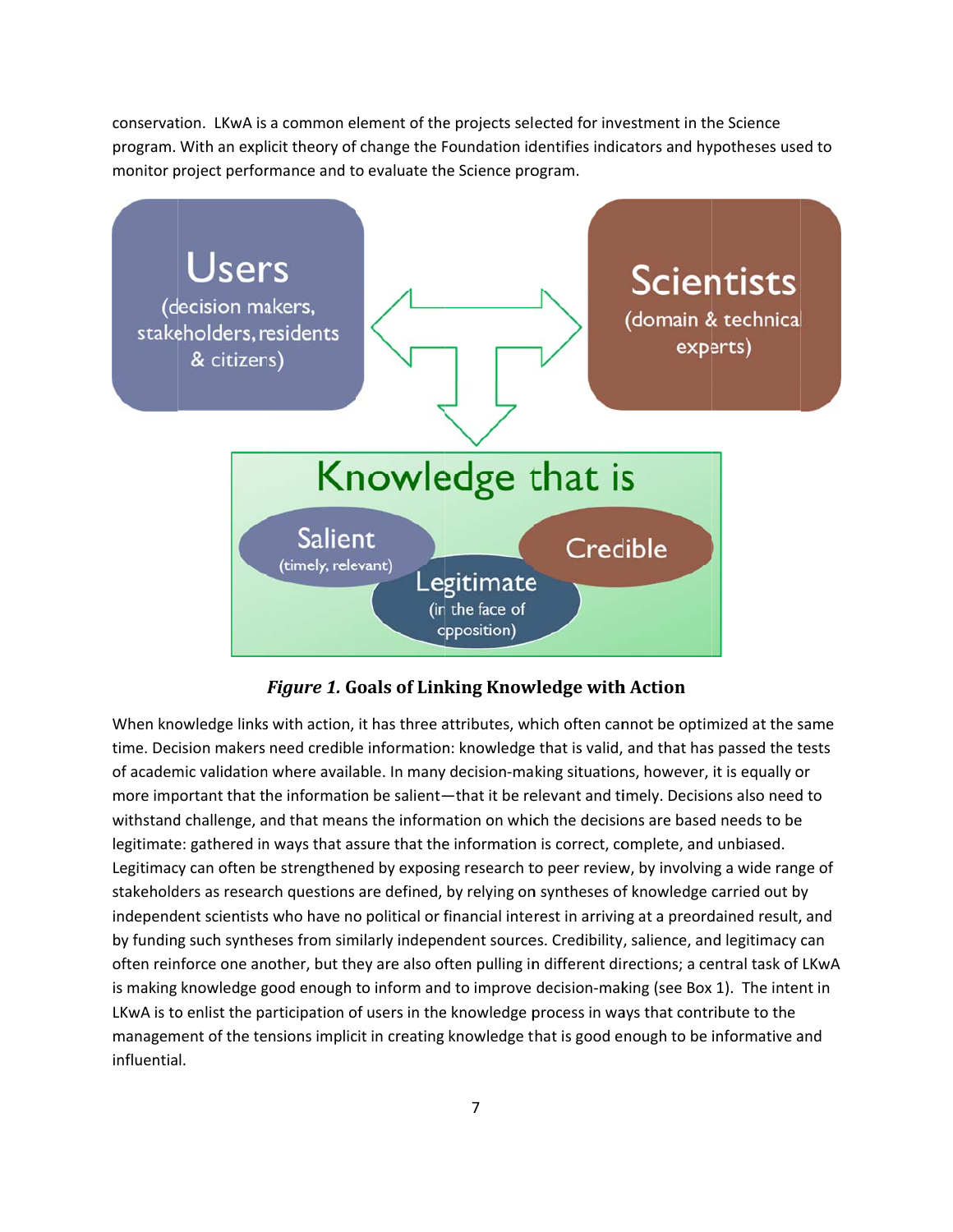conservation. LKwA is a common element of the projects selected for investment in the Science program. With an explicit theory of change the Foundation identifies indicators and hypotheses used to monitor project performance and to evaluate the Science program.

Users (decision makers, stakeholders, residents & citizens)

Scientists (domain & technical experts)

Knowledge that is

Salient (timely, relevant)

Legitimate (in the face of opposition)

Credible

***Figure 1.*** **Goals of Linking Knowledge with Action**

When knowledge links with action, it has three attributes, which often cannot be optimized at the same time. Decision makers need credible information: knowledge that is valid, and that has passed the tests of academic validation where available. In many decision-making situations, however, it is equally or more important that the information be salient—that it be relevant and timely. Decisions also need to withstand challenge, and that means the information on which the decisions are based needs to be legitimate: gathered in ways that assure that the information is correct, complete, and unbiased. Legitimacy can often be strengthened by exposing research to peer review, by involving a wide range of stakeholders as research questions are defined, by relying on syntheses of knowledge carried out by independent scientists who have no political or financial interest in arriving at a preordained result, and by funding such syntheses from similarly independent sources. Credibility, salience, and legitimacy can often reinforce one another, but they are also often pulling in different directions; a central task of LKwA is making knowledge good enough to inform and to improve decision-making (see Box 1). The intent in LKwA is to enlist the participation of users in the knowledge process in ways that contribute to the management of the tensions implicit in creating knowledge that is good enough to be informative and influential.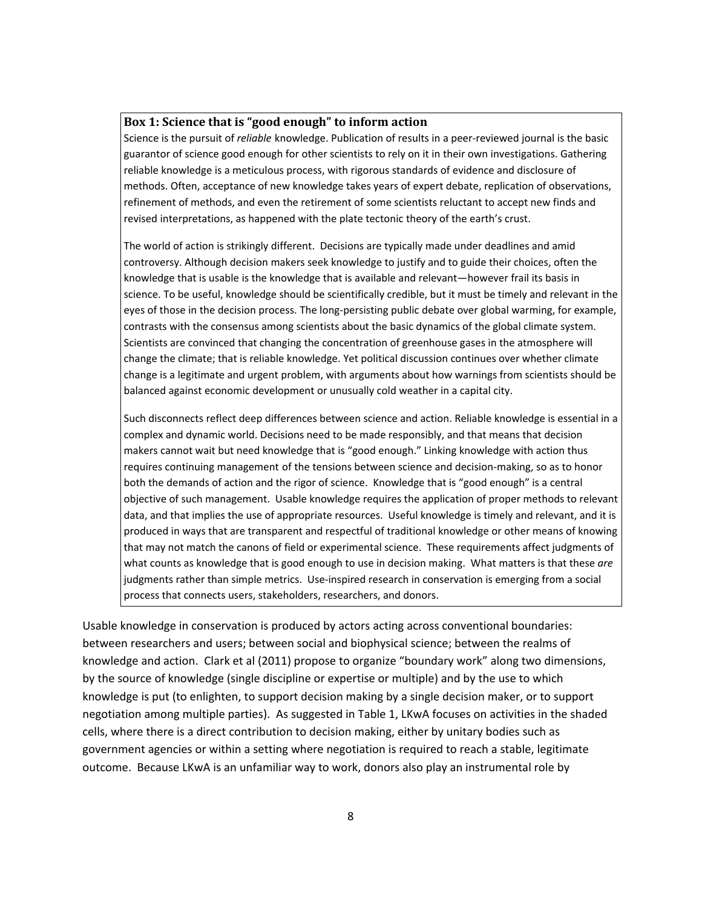**Box 1: Science that is "good enough" to inform action**

Science is the pursuit of *reliable* knowledge. Publication of results in a peer-reviewed journal is the basic guarantor of science good enough for other scientists to rely on it in their own investigations. Gathering reliable knowledge is a meticulous process, with rigorous standards of evidence and disclosure of methods. Often, acceptance of new knowledge takes years of expert debate, replication of observations, refinement of methods, and even the retirement of some scientists reluctant to accept new finds and revised interpretations, as happened with the plate tectonic theory of the earth's crust.

The world of action is strikingly different. Decisions are typically made under deadlines and amid controversy. Although decision makers seek knowledge to justify and to guide their choices, often the knowledge that is usable is the knowledge that is available and relevant—however frail its basis in science. To be useful, knowledge should be scientifically credible, but it must be timely and relevant in the eyes of those in the decision process. The long-persisting public debate over global warming, for example, contrasts with the consensus among scientists about the basic dynamics of the global climate system. Scientists are convinced that changing the concentration of greenhouse gases in the atmosphere will change the climate; that is reliable knowledge. Yet political discussion continues over whether climate change is a legitimate and urgent problem, with arguments about how warnings from scientists should be balanced against economic development or unusually cold weather in a capital city.

Such disconnects reflect deep differences between science and action. Reliable knowledge is essential in a complex and dynamic world. Decisions need to be made responsibly, and that means that decision makers cannot wait but need knowledge that is "good enough." Linking knowledge with action thus requires continuing management of the tensions between science and decision-making, so as to honor both the demands of action and the rigor of science. Knowledge that is "good enough" is a central objective of such management. Usable knowledge requires the application of proper methods to relevant data, and that implies the use of appropriate resources. Useful knowledge is timely and relevant, and it is produced in ways that are transparent and respectful of traditional knowledge or other means of knowing that may not match the canons of field or experimental science. These requirements affect judgments of what counts as knowledge that is good enough to use in decision making. What matters is that these *are* judgments rather than simple metrics. Use-inspired research in conservation is emerging from a social process that connects users, stakeholders, researchers, and donors.

Usable knowledge in conservation is produced by actors acting across conventional boundaries: between researchers and users; between social and biophysical science; between the realms of knowledge and action. Clark et al (2011) propose to organize "boundary work" along two dimensions, by the source of knowledge (single discipline or expertise or multiple) and by the use to which knowledge is put (to enlighten, to support decision making by a single decision maker, or to support negotiation among multiple parties). As suggested in Table 1, LKwA focuses on activities in the shaded cells, where there is a direct contribution to decision making, either by unitary bodies such as government agencies or within a setting where negotiation is required to reach a stable, legitimate outcome. Because LKwA is an unfamiliar way to work, donors also play an instrumental role by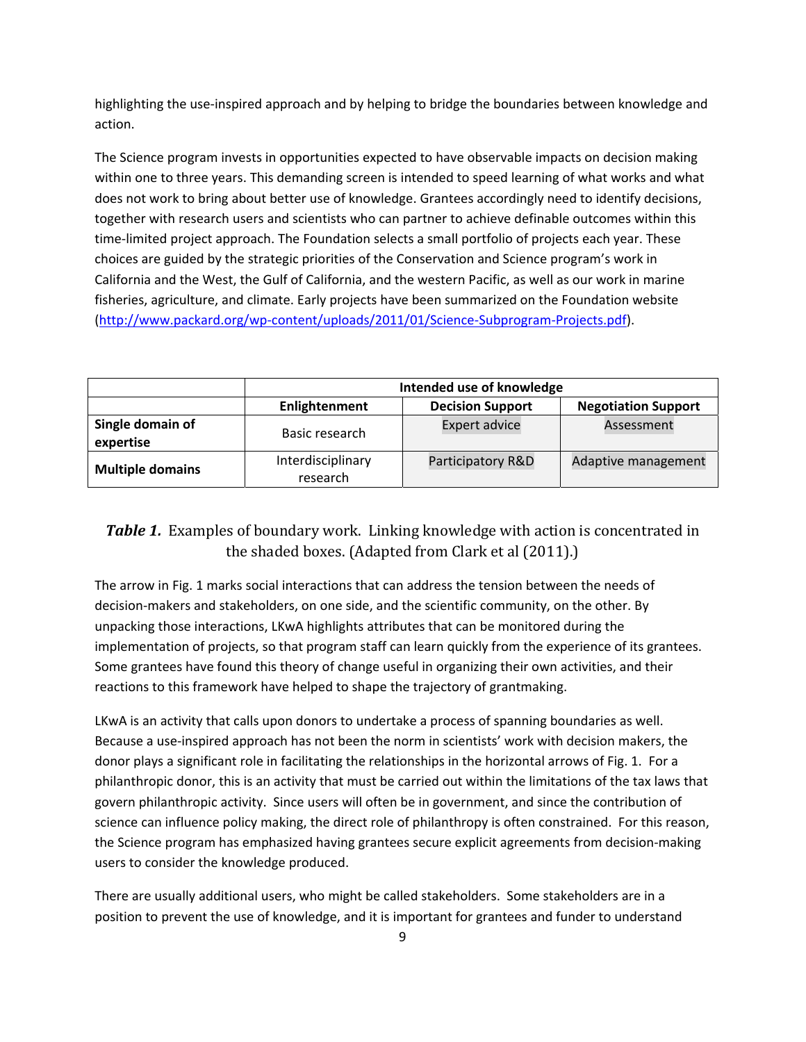highlighting the use-inspired approach and by helping to bridge the boundaries between knowledge and action.

The Science program invests in opportunities expected to have observable impacts on decision making within one to three years. This demanding screen is intended to speed learning of what works and what does not work to bring about better use of knowledge. Grantees accordingly need to identify decisions, together with research users and scientists who can partner to achieve definable outcomes within this time-limited project approach. The Foundation selects a small portfolio of projects each year. These choices are guided by the strategic priorities of the Conservation and Science program's work in California and the West, the Gulf of California, and the western Pacific, as well as our work in marine fisheries, agriculture, and climate. Early projects have been summarized on the Foundation website (http://www.packard.org/wp-content/uploads/2011/01/Science-Subprogram-Projects.pdf).

| | **Intended use of knowledge** | | |
|---|---|---|---|
| | **Enlightenment** | **Decision Support** | **Negotiation Support** |
| **Single domain of expertise** | Basic research | Expert advice | Assessment |
| **Multiple domains** | Interdisciplinary research | Participatory R&D | Adaptive management |

***Table 1.*** Examples of boundary work. Linking knowledge with action is concentrated in the shaded boxes. (Adapted from Clark et al (2011).)

The arrow in Fig. 1 marks social interactions that can address the tension between the needs of decision-makers and stakeholders, on one side, and the scientific community, on the other. By unpacking those interactions, LKwA highlights attributes that can be monitored during the implementation of projects, so that program staff can learn quickly from the experience of its grantees. Some grantees have found this theory of change useful in organizing their own activities, and their reactions to this framework have helped to shape the trajectory of grantmaking.

LKwA is an activity that calls upon donors to undertake a process of spanning boundaries as well. Because a use-inspired approach has not been the norm in scientists' work with decision makers, the donor plays a significant role in facilitating the relationships in the horizontal arrows of Fig. 1. For a philanthropic donor, this is an activity that must be carried out within the limitations of the tax laws that govern philanthropic activity. Since users will often be in government, and since the contribution of science can influence policy making, the direct role of philanthropy is often constrained. For this reason, the Science program has emphasized having grantees secure explicit agreements from decision-making users to consider the knowledge produced.

There are usually additional users, who might be called stakeholders. Some stakeholders are in a position to prevent the use of knowledge, and it is important for grantees and funder to understand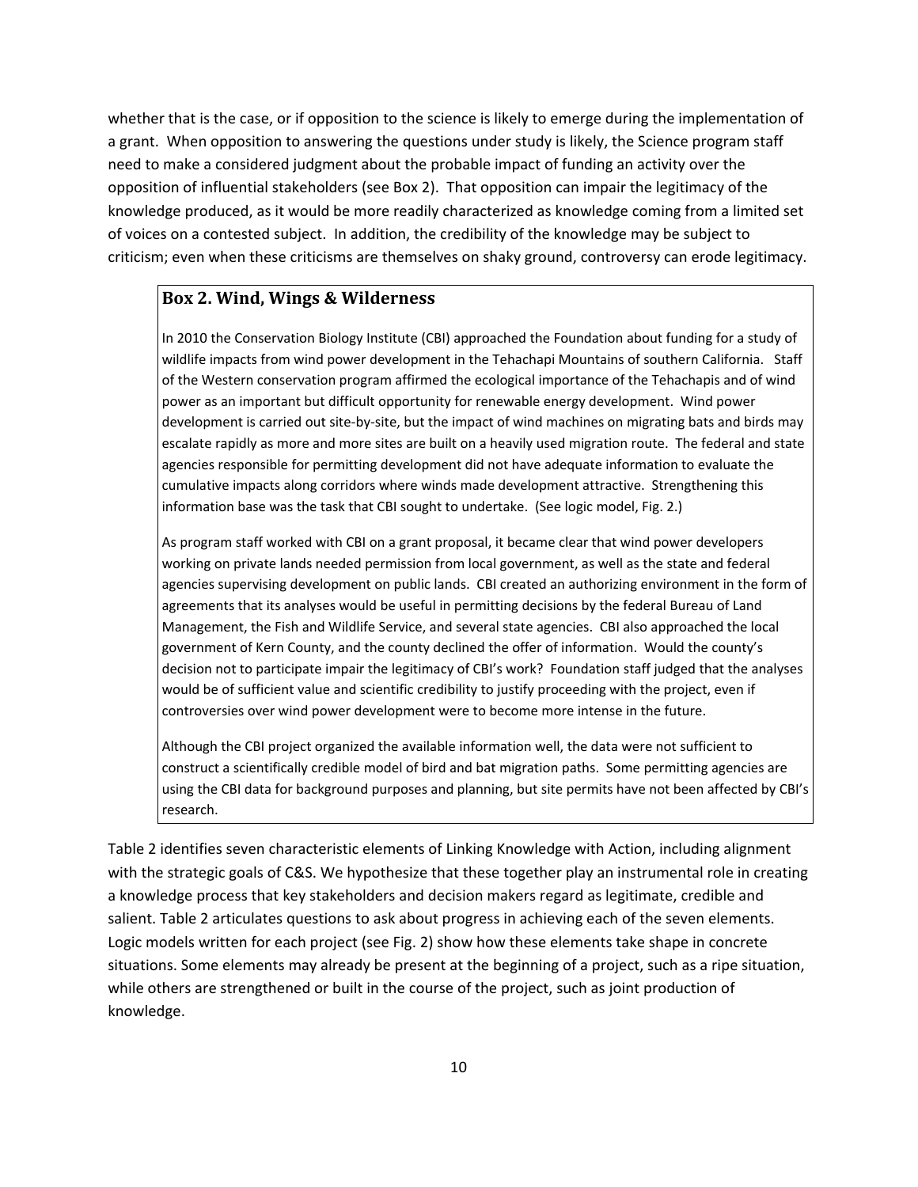whether that is the case, or if opposition to the science is likely to emerge during the implementation of a grant. When opposition to answering the questions under study is likely, the Science program staff need to make a considered judgment about the probable impact of funding an activity over the opposition of influential stakeholders (see Box 2). That opposition can impair the legitimacy of the knowledge produced, as it would be more readily characterized as knowledge coming from a limited set of voices on a contested subject. In addition, the credibility of the knowledge may be subject to criticism; even when these criticisms are themselves on shaky ground, controversy can erode legitimacy.

### Box 2. Wind, Wings & Wilderness

In 2010 the Conservation Biology Institute (CBI) approached the Foundation about funding for a study of wildlife impacts from wind power development in the Tehachapi Mountains of southern California. Staff of the Western conservation program affirmed the ecological importance of the Tehachapis and of wind power as an important but difficult opportunity for renewable energy development. Wind power development is carried out site-by-site, but the impact of wind machines on migrating bats and birds may escalate rapidly as more and more sites are built on a heavily used migration route. The federal and state agencies responsible for permitting development did not have adequate information to evaluate the cumulative impacts along corridors where winds made development attractive. Strengthening this information base was the task that CBI sought to undertake. (See logic model, Fig. 2.)

As program staff worked with CBI on a grant proposal, it became clear that wind power developers working on private lands needed permission from local government, as well as the state and federal agencies supervising development on public lands. CBI created an authorizing environment in the form of agreements that its analyses would be useful in permitting decisions by the federal Bureau of Land Management, the Fish and Wildlife Service, and several state agencies. CBI also approached the local government of Kern County, and the county declined the offer of information. Would the county's decision not to participate impair the legitimacy of CBI's work? Foundation staff judged that the analyses would be of sufficient value and scientific credibility to justify proceeding with the project, even if controversies over wind power development were to become more intense in the future.

Although the CBI project organized the available information well, the data were not sufficient to construct a scientifically credible model of bird and bat migration paths. Some permitting agencies are using the CBI data for background purposes and planning, but site permits have not been affected by CBI's research.

Table 2 identifies seven characteristic elements of Linking Knowledge with Action, including alignment with the strategic goals of C&S. We hypothesize that these together play an instrumental role in creating a knowledge process that key stakeholders and decision makers regard as legitimate, credible and salient. Table 2 articulates questions to ask about progress in achieving each of the seven elements. Logic models written for each project (see Fig. 2) show how these elements take shape in concrete situations. Some elements may already be present at the beginning of a project, such as a ripe situation, while others are strengthened or built in the course of the project, such as joint production of knowledge.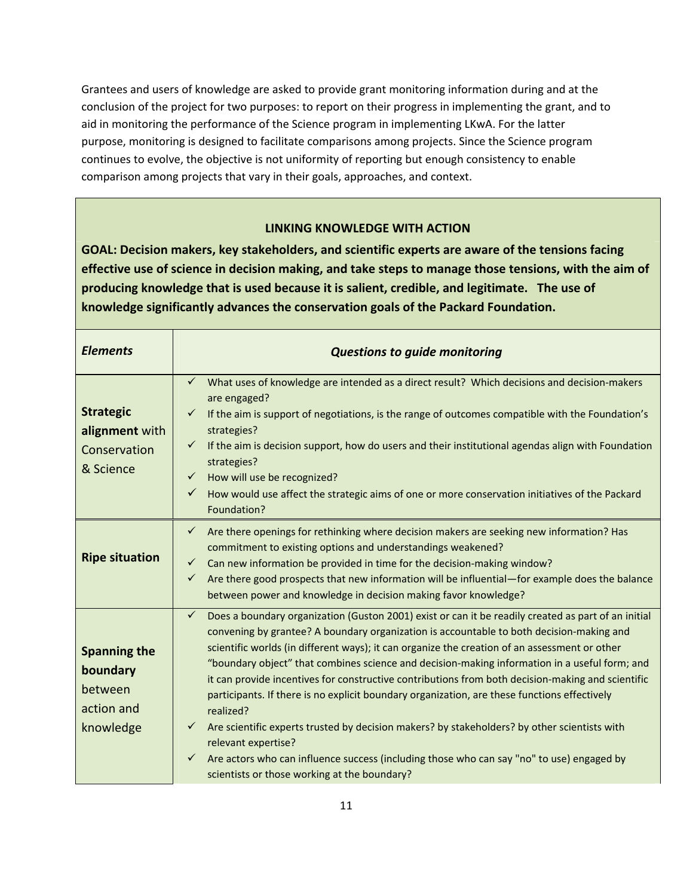Grantees and users of knowledge are asked to provide grant monitoring information during and at the conclusion of the project for two purposes: to report on their progress in implementing the grant, and to aid in monitoring the performance of the Science program in implementing LKwA. For the latter purpose, monitoring is designed to facilitate comparisons among projects. Since the Science program continues to evolve, the objective is not uniformity of reporting but enough consistency to enable comparison among projects that vary in their goals, approaches, and context.

### LINKING KNOWLEDGE WITH ACTION

**GOAL: Decision makers, key stakeholders, and scientific experts are aware of the tensions facing effective use of science in decision making, and take steps to manage those tensions, with the aim of producing knowledge that is used because it is salient, credible, and legitimate. The use of knowledge significantly advances the conservation goals of the Packard Foundation.**

| ***Elements*** | ***Questions to guide monitoring*** |
|---|---|
| **Strategic alignment** with Conservation & Science | ✓ What uses of knowledge are intended as a direct result? Which decisions and decision-makers are engaged?<br>✓ If the aim is support of negotiations, is the range of outcomes compatible with the Foundation's strategies?<br>✓ If the aim is decision support, how do users and their institutional agendas align with Foundation strategies?<br>✓ How will use be recognized?<br>✓ How would use affect the strategic aims of one or more conservation initiatives of the Packard Foundation? |
| **Ripe situation** | ✓ Are there openings for rethinking where decision makers are seeking new information? Has commitment to existing options and understandings weakened?<br>✓ Can new information be provided in time for the decision-making window?<br>✓ Are there good prospects that new information will be influential—for example does the balance between power and knowledge in decision making favor knowledge? |
| **Spanning the boundary** between action and knowledge | ✓ Does a boundary organization (Guston 2001) exist or can it be readily created as part of an initial convening by grantee? A boundary organization is accountable to both decision-making and scientific worlds (in different ways); it can organize the creation of an assessment or other "boundary object" that combines science and decision-making information in a useful form; and it can provide incentives for constructive contributions from both decision-making and scientific participants. If there is no explicit boundary organization, are these functions effectively realized?<br>✓ Are scientific experts trusted by decision makers? by stakeholders? by other scientists with relevant expertise?<br>✓ Are actors who can influence success (including those who can say "no" to use) engaged by scientists or those working at the boundary? |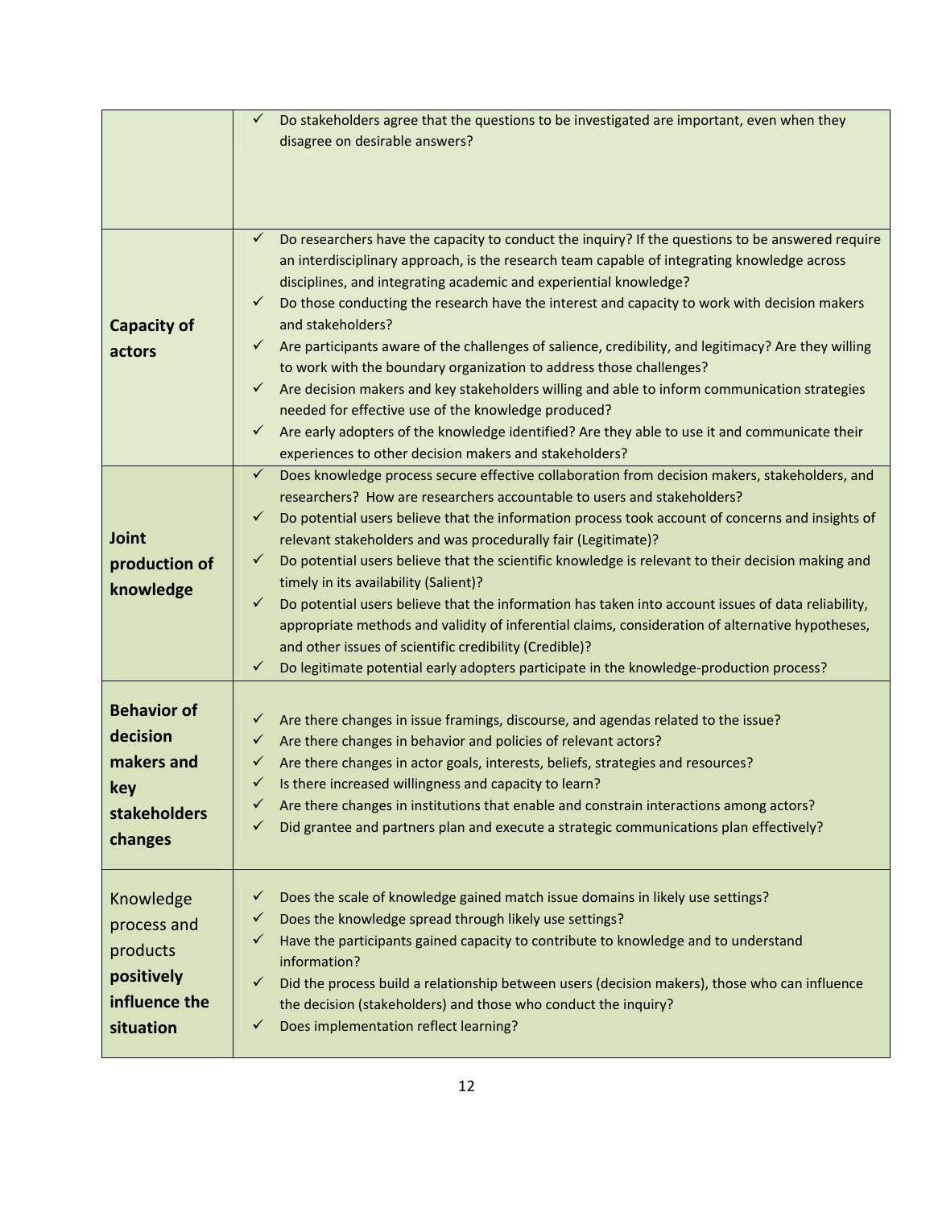| | |
|---|---|
| | ✓ Do stakeholders agree that the questions to be investigated are important, even when they disagree on desirable answers? |
| **Capacity of actors** | ✓ Do researchers have the capacity to conduct the inquiry? If the questions to be answered require an interdisciplinary approach, is the research team capable of integrating knowledge across disciplines, and integrating academic and experiential knowledge?<br>✓ Do those conducting the research have the interest and capacity to work with decision makers and stakeholders?<br>✓ Are participants aware of the challenges of salience, credibility, and legitimacy? Are they willing to work with the boundary organization to address those challenges?<br>✓ Are decision makers and key stakeholders willing and able to inform communication strategies needed for effective use of the knowledge produced?<br>✓ Are early adopters of the knowledge identified? Are they able to use it and communicate their experiences to other decision makers and stakeholders? |
| **Joint production of knowledge** | ✓ Does knowledge process secure effective collaboration from decision makers, stakeholders, and researchers? How are researchers accountable to users and stakeholders?<br>✓ Do potential users believe that the information process took account of concerns and insights of relevant stakeholders and was procedurally fair (Legitimate)?<br>✓ Do potential users believe that the scientific knowledge is relevant to their decision making and timely in its availability (Salient)?<br>✓ Do potential users believe that the information has taken into account issues of data reliability, appropriate methods and validity of inferential claims, consideration of alternative hypotheses, and other issues of scientific credibility (Credible)?<br>✓ Do legitimate potential early adopters participate in the knowledge-production process? |
| **Behavior of decision makers and key stakeholders changes** | ✓ Are there changes in issue framings, discourse, and agendas related to the issue?<br>✓ Are there changes in behavior and policies of relevant actors?<br>✓ Are there changes in actor goals, interests, beliefs, strategies and resources?<br>✓ Is there increased willingness and capacity to learn?<br>✓ Are there changes in institutions that enable and constrain interactions among actors?<br>✓ Did grantee and partners plan and execute a strategic communications plan effectively? |
| Knowledge process and products **positively influence the situation** | ✓ Does the scale of knowledge gained match issue domains in likely use settings?<br>✓ Does the knowledge spread through likely use settings?<br>✓ Have the participants gained capacity to contribute to knowledge and to understand information?<br>✓ Did the process build a relationship between users (decision makers), those who can influence the decision (stakeholders) and those who conduct the inquiry?<br>✓ Does implementation reflect learning? |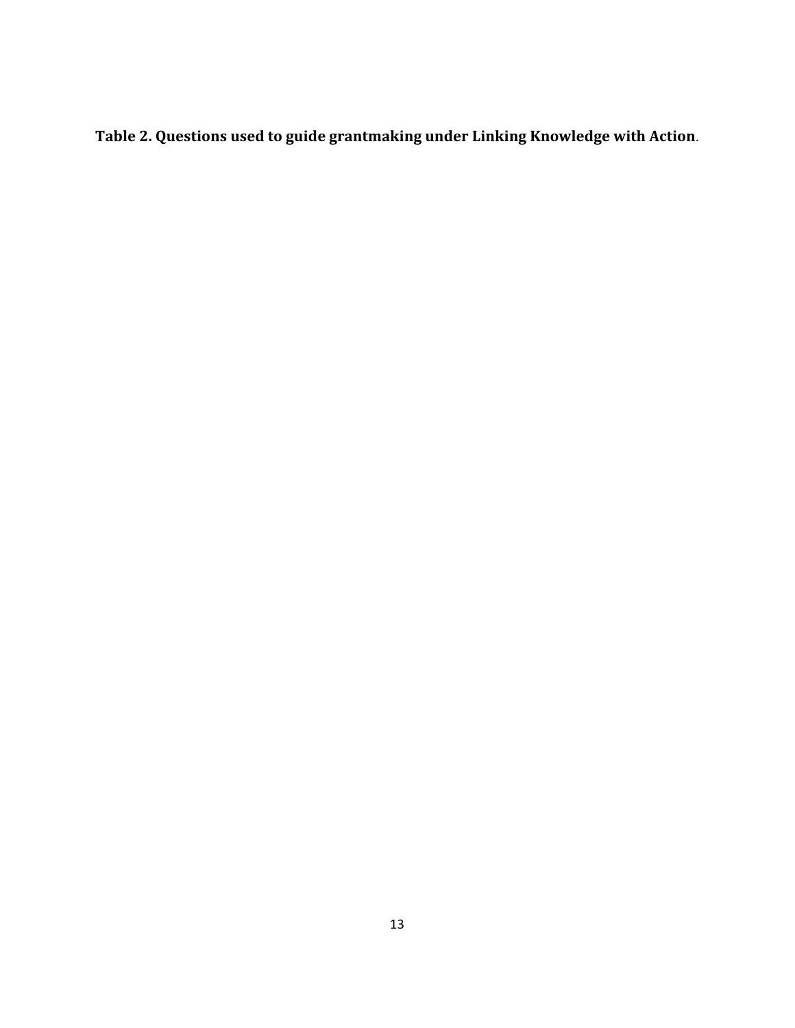**Table 2. Questions used to guide grantmaking under Linking Knowledge with Action**.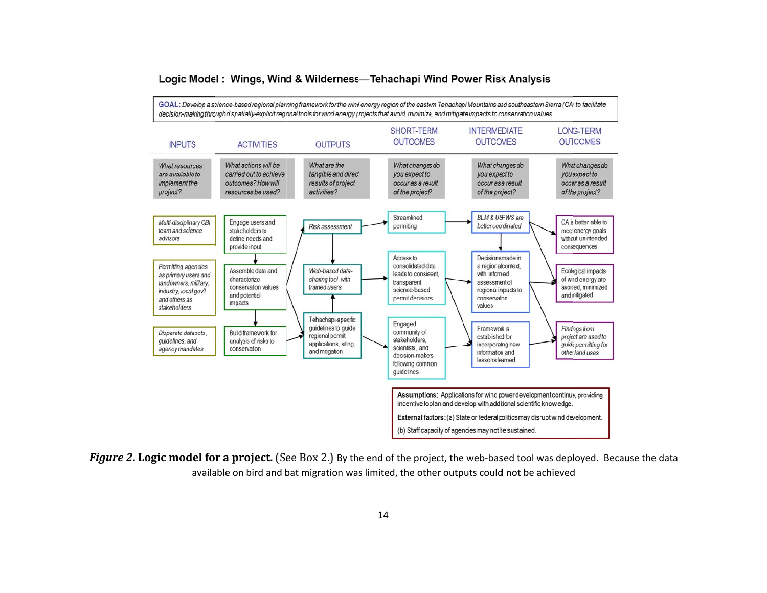## Logic Model : Wings, Wind & Wilderness—Tehachapi Wind Power Risk Analysis

**GOAL:** *Develop a science-based regional planning framework for the wind energy region of the eastern Tehachapi Mountains and southeastern Sierra (CA) to facilitate decision-making through spatially-explicit regional tools for wind energy projects that avoid, minimize, and mitigate impacts to conservation values.*

| INPUTS | ACTIVITIES | OUTPUTS | SHORT-TERM OUTCOMES | INTERMEDIATE OUTCOMES | LONG-TERM OUTCOMES |
|---|---|---|---|---|---|
| *What resources are available to implement the project?* | *What actions will be carried out to achieve outcomes? How will resources be used?* | *What are the tangible and direct results of project activities?* | *What changes do you expect to occur as a result of the project?* | *What changes do you expect to occur as a result of the project?* | *What changes do you expect to occur as a result of the project?* |
| *Multi-disciplinary CBI team and science advisors* | Engage users and stakeholders to define needs and provide input | *Risk assessment* | Streamlined permitting | *BLM & USFWS are better coordinated* | CA is better able to meet energy goals without unintended consequences |
| *Permitting agencies as primary users and landowners, military, industry, local gov't and others as stakeholders* | Assemble data and characterize conservation values and potential impacts | *Web-based data-sharing tool with trained users* | Access to consolidated data leads to consistent, transparent science-based permit decisions | Decisions made in a regional context, with informed assessment of regional impacts to conservation values | Ecological impacts of wind energy are avoided, minimized and mitigated |
| *Disparate datasets, guidelines, and agency mandates* | Build framework for analysis of risks to conservation | Tehachapi-specific guidelines to guide regional permit applications, siting, and mitigation | Engaged community of stakeholders, scientists, and decision-makers following common guidelines | Framework is established for incorporating new information and lessons learned | *Findings from project are used to guide permitting for other land uses* |

**Assumptions:** Applications for wind power development continue, providing incentive to plan and develop with additional scientific knowledge.

**External factors:** (a) State or federal politics may disrupt wind development.

(b) Staff capacity of agencies may not be sustained.

***Figure 2*. Logic model for a project.** (See Box 2.) By the end of the project, the web-based tool was deployed. Because the data available on bird and bat migration was limited, the other outputs could not be achieved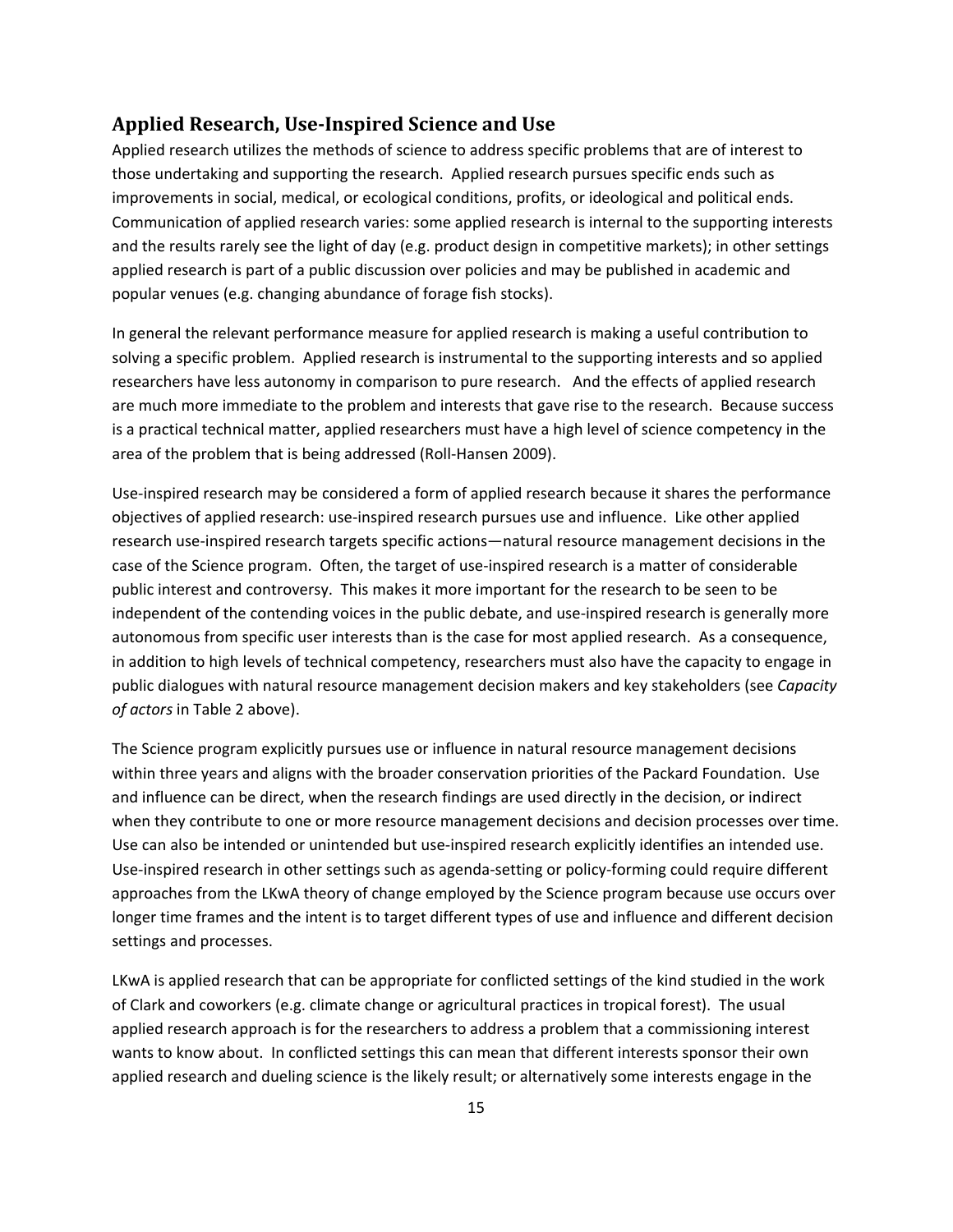## Applied Research, Use-Inspired Science and Use

Applied research utilizes the methods of science to address specific problems that are of interest to those undertaking and supporting the research. Applied research pursues specific ends such as improvements in social, medical, or ecological conditions, profits, or ideological and political ends. Communication of applied research varies: some applied research is internal to the supporting interests and the results rarely see the light of day (e.g. product design in competitive markets); in other settings applied research is part of a public discussion over policies and may be published in academic and popular venues (e.g. changing abundance of forage fish stocks).

In general the relevant performance measure for applied research is making a useful contribution to solving a specific problem. Applied research is instrumental to the supporting interests and so applied researchers have less autonomy in comparison to pure research. And the effects of applied research are much more immediate to the problem and interests that gave rise to the research. Because success is a practical technical matter, applied researchers must have a high level of science competency in the area of the problem that is being addressed (Roll-Hansen 2009).

Use-inspired research may be considered a form of applied research because it shares the performance objectives of applied research: use-inspired research pursues use and influence. Like other applied research use-inspired research targets specific actions—natural resource management decisions in the case of the Science program. Often, the target of use-inspired research is a matter of considerable public interest and controversy. This makes it more important for the research to be seen to be independent of the contending voices in the public debate, and use-inspired research is generally more autonomous from specific user interests than is the case for most applied research. As a consequence, in addition to high levels of technical competency, researchers must also have the capacity to engage in public dialogues with natural resource management decision makers and key stakeholders (see *Capacity of actors* in Table 2 above).

The Science program explicitly pursues use or influence in natural resource management decisions within three years and aligns with the broader conservation priorities of the Packard Foundation. Use and influence can be direct, when the research findings are used directly in the decision, or indirect when they contribute to one or more resource management decisions and decision processes over time. Use can also be intended or unintended but use-inspired research explicitly identifies an intended use. Use-inspired research in other settings such as agenda-setting or policy-forming could require different approaches from the LKwA theory of change employed by the Science program because use occurs over longer time frames and the intent is to target different types of use and influence and different decision settings and processes.

LKwA is applied research that can be appropriate for conflicted settings of the kind studied in the work of Clark and coworkers (e.g. climate change or agricultural practices in tropical forest). The usual applied research approach is for the researchers to address a problem that a commissioning interest wants to know about. In conflicted settings this can mean that different interests sponsor their own applied research and dueling science is the likely result; or alternatively some interests engage in the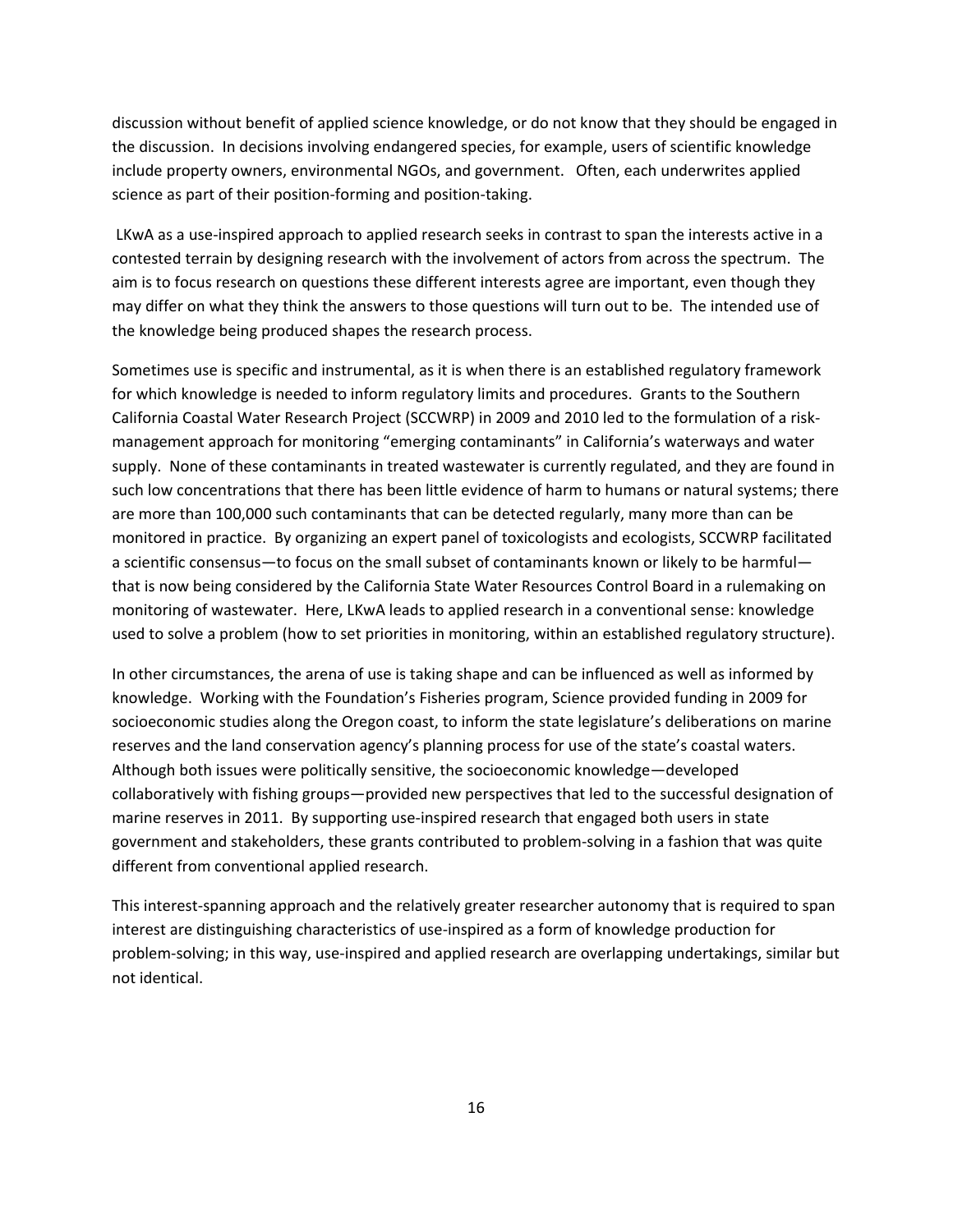discussion without benefit of applied science knowledge, or do not know that they should be engaged in the discussion. In decisions involving endangered species, for example, users of scientific knowledge include property owners, environmental NGOs, and government. Often, each underwrites applied science as part of their position-forming and position-taking.

LKwA as a use-inspired approach to applied research seeks in contrast to span the interests active in a contested terrain by designing research with the involvement of actors from across the spectrum. The aim is to focus research on questions these different interests agree are important, even though they may differ on what they think the answers to those questions will turn out to be. The intended use of the knowledge being produced shapes the research process.

Sometimes use is specific and instrumental, as it is when there is an established regulatory framework for which knowledge is needed to inform regulatory limits and procedures. Grants to the Southern California Coastal Water Research Project (SCCWRP) in 2009 and 2010 led to the formulation of a risk-management approach for monitoring "emerging contaminants" in California's waterways and water supply. None of these contaminants in treated wastewater is currently regulated, and they are found in such low concentrations that there has been little evidence of harm to humans or natural systems; there are more than 100,000 such contaminants that can be detected regularly, many more than can be monitored in practice. By organizing an expert panel of toxicologists and ecologists, SCCWRP facilitated a scientific consensus—to focus on the small subset of contaminants known or likely to be harmful—that is now being considered by the California State Water Resources Control Board in a rulemaking on monitoring of wastewater. Here, LKwA leads to applied research in a conventional sense: knowledge used to solve a problem (how to set priorities in monitoring, within an established regulatory structure).

In other circumstances, the arena of use is taking shape and can be influenced as well as informed by knowledge. Working with the Foundation's Fisheries program, Science provided funding in 2009 for socioeconomic studies along the Oregon coast, to inform the state legislature's deliberations on marine reserves and the land conservation agency's planning process for use of the state's coastal waters. Although both issues were politically sensitive, the socioeconomic knowledge—developed collaboratively with fishing groups—provided new perspectives that led to the successful designation of marine reserves in 2011. By supporting use-inspired research that engaged both users in state government and stakeholders, these grants contributed to problem-solving in a fashion that was quite different from conventional applied research.

This interest-spanning approach and the relatively greater researcher autonomy that is required to span interest are distinguishing characteristics of use-inspired as a form of knowledge production for problem-solving; in this way, use-inspired and applied research are overlapping undertakings, similar but not identical.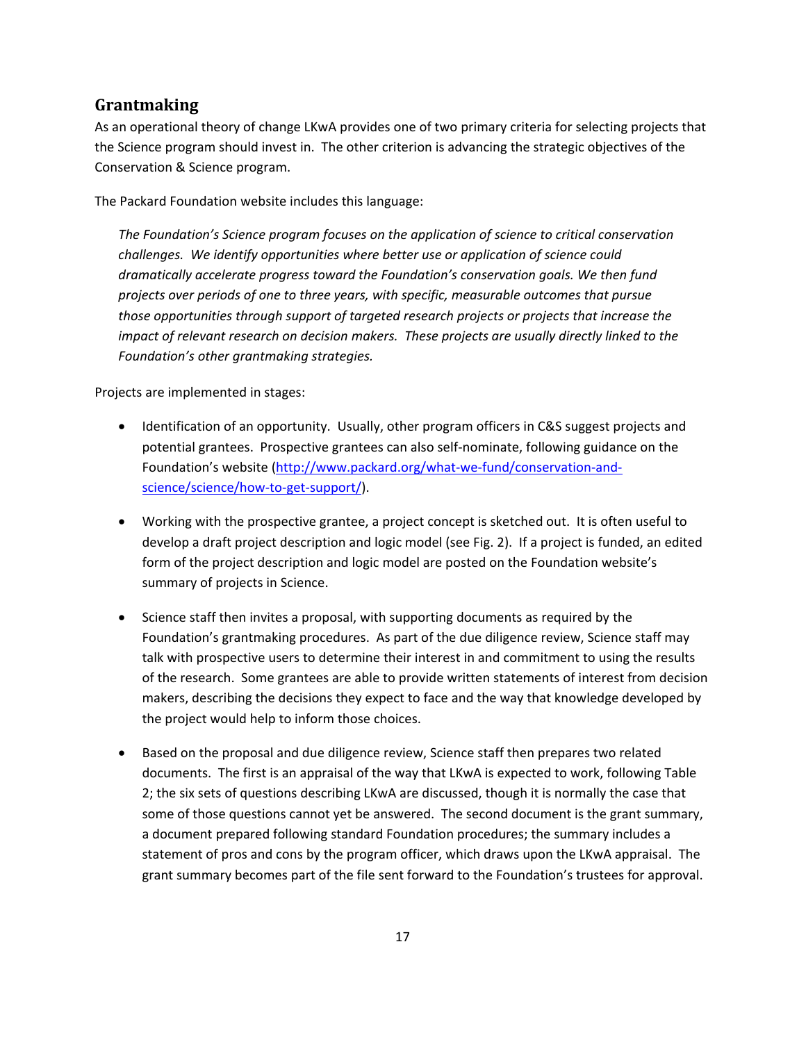## Grantmaking

As an operational theory of change LKwA provides one of two primary criteria for selecting projects that the Science program should invest in. The other criterion is advancing the strategic objectives of the Conservation & Science program.

The Packard Foundation website includes this language:

> *The Foundation's Science program focuses on the application of science to critical conservation challenges. We identify opportunities where better use or application of science could dramatically accelerate progress toward the Foundation's conservation goals. We then fund projects over periods of one to three years, with specific, measurable outcomes that pursue those opportunities through support of targeted research projects or projects that increase the impact of relevant research on decision makers. These projects are usually directly linked to the Foundation's other grantmaking strategies.*

Projects are implemented in stages:

- Identification of an opportunity. Usually, other program officers in C&S suggest projects and potential grantees. Prospective grantees can also self-nominate, following guidance on the Foundation's website (http://www.packard.org/what-we-fund/conservation-and-science/science/how-to-get-support/).

- Working with the prospective grantee, a project concept is sketched out. It is often useful to develop a draft project description and logic model (see Fig. 2). If a project is funded, an edited form of the project description and logic model are posted on the Foundation website's summary of projects in Science.

- Science staff then invites a proposal, with supporting documents as required by the Foundation's grantmaking procedures. As part of the due diligence review, Science staff may talk with prospective users to determine their interest in and commitment to using the results of the research. Some grantees are able to provide written statements of interest from decision makers, describing the decisions they expect to face and the way that knowledge developed by the project would help to inform those choices.

- Based on the proposal and due diligence review, Science staff then prepares two related documents. The first is an appraisal of the way that LKwA is expected to work, following Table 2; the six sets of questions describing LKwA are discussed, though it is normally the case that some of those questions cannot yet be answered. The second document is the grant summary, a document prepared following standard Foundation procedures; the summary includes a statement of pros and cons by the program officer, which draws upon the LKwA appraisal. The grant summary becomes part of the file sent forward to the Foundation's trustees for approval.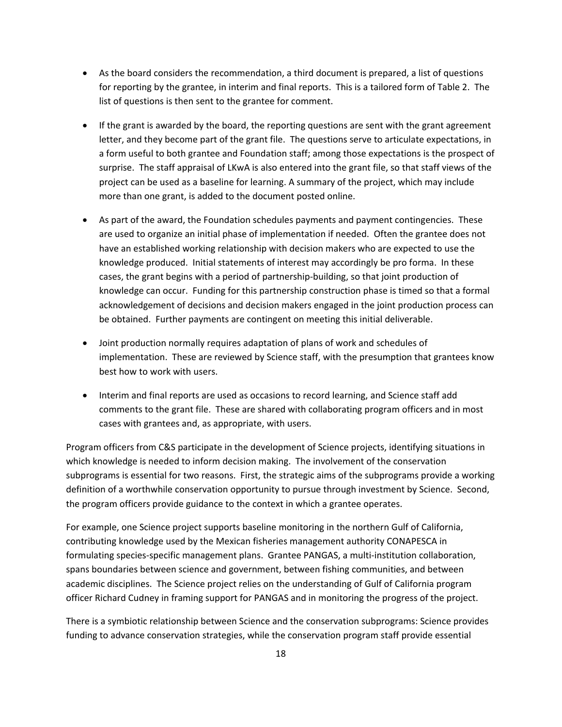- As the board considers the recommendation, a third document is prepared, a list of questions for reporting by the grantee, in interim and final reports. This is a tailored form of Table 2. The list of questions is then sent to the grantee for comment.

- If the grant is awarded by the board, the reporting questions are sent with the grant agreement letter, and they become part of the grant file. The questions serve to articulate expectations, in a form useful to both grantee and Foundation staff; among those expectations is the prospect of surprise. The staff appraisal of LKwA is also entered into the grant file, so that staff views of the project can be used as a baseline for learning. A summary of the project, which may include more than one grant, is added to the document posted online.

- As part of the award, the Foundation schedules payments and payment contingencies. These are used to organize an initial phase of implementation if needed. Often the grantee does not have an established working relationship with decision makers who are expected to use the knowledge produced. Initial statements of interest may accordingly be pro forma. In these cases, the grant begins with a period of partnership-building, so that joint production of knowledge can occur. Funding for this partnership construction phase is timed so that a formal acknowledgement of decisions and decision makers engaged in the joint production process can be obtained. Further payments are contingent on meeting this initial deliverable.

- Joint production normally requires adaptation of plans of work and schedules of implementation. These are reviewed by Science staff, with the presumption that grantees know best how to work with users.

- Interim and final reports are used as occasions to record learning, and Science staff add comments to the grant file. These are shared with collaborating program officers and in most cases with grantees and, as appropriate, with users.

Program officers from C&S participate in the development of Science projects, identifying situations in which knowledge is needed to inform decision making. The involvement of the conservation subprograms is essential for two reasons. First, the strategic aims of the subprograms provide a working definition of a worthwhile conservation opportunity to pursue through investment by Science. Second, the program officers provide guidance to the context in which a grantee operates.

For example, one Science project supports baseline monitoring in the northern Gulf of California, contributing knowledge used by the Mexican fisheries management authority CONAPESCA in formulating species-specific management plans. Grantee PANGAS, a multi-institution collaboration, spans boundaries between science and government, between fishing communities, and between academic disciplines. The Science project relies on the understanding of Gulf of California program officer Richard Cudney in framing support for PANGAS and in monitoring the progress of the project.

There is a symbiotic relationship between Science and the conservation subprograms: Science provides funding to advance conservation strategies, while the conservation program staff provide essential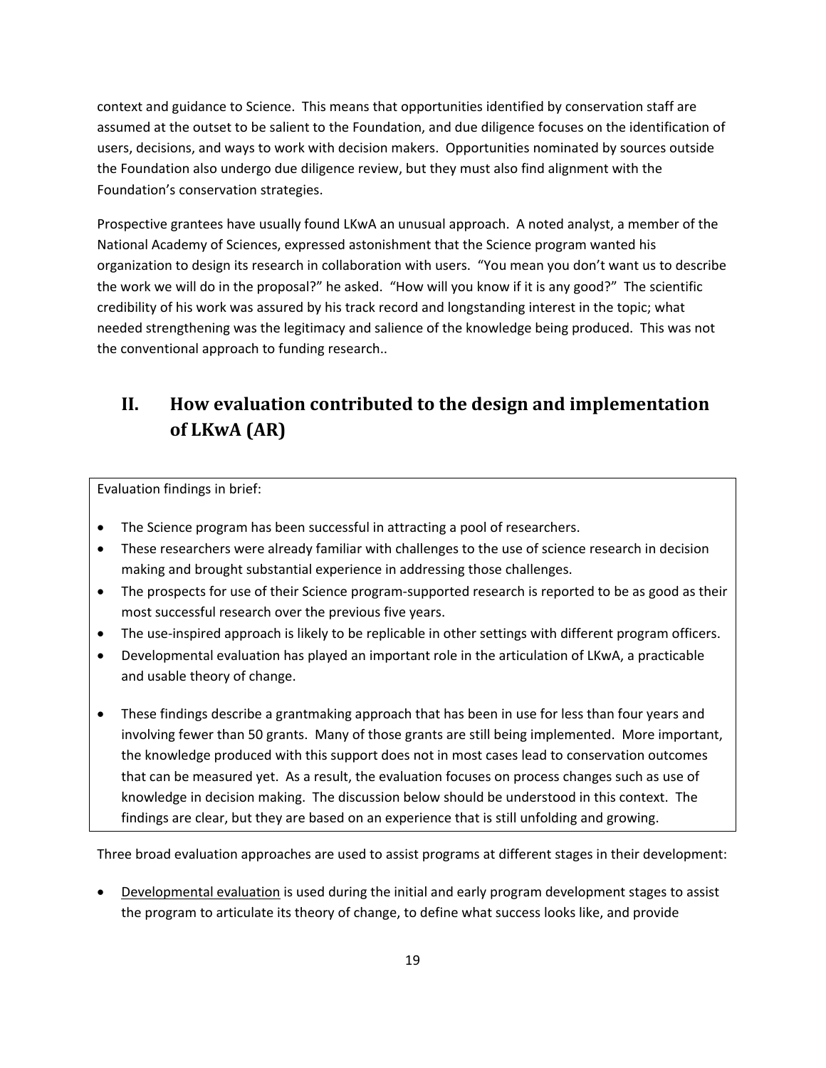context and guidance to Science. This means that opportunities identified by conservation staff are assumed at the outset to be salient to the Foundation, and due diligence focuses on the identification of users, decisions, and ways to work with decision makers. Opportunities nominated by sources outside the Foundation also undergo due diligence review, but they must also find alignment with the Foundation's conservation strategies.

Prospective grantees have usually found LKwA an unusual approach. A noted analyst, a member of the National Academy of Sciences, expressed astonishment that the Science program wanted his organization to design its research in collaboration with users. "You mean you don't want us to describe the work we will do in the proposal?" he asked. "How will you know if it is any good?" The scientific credibility of his work was assured by his track record and longstanding interest in the topic; what needed strengthening was the legitimacy and salience of the knowledge being produced. This was not the conventional approach to funding research..

## II. How evaluation contributed to the design and implementation of LKwA (AR)

Evaluation findings in brief:

- The Science program has been successful in attracting a pool of researchers.
- These researchers were already familiar with challenges to the use of science research in decision making and brought substantial experience in addressing those challenges.
- The prospects for use of their Science program-supported research is reported to be as good as their most successful research over the previous five years.
- The use-inspired approach is likely to be replicable in other settings with different program officers.
- Developmental evaluation has played an important role in the articulation of LKwA, a practicable and usable theory of change.
- These findings describe a grantmaking approach that has been in use for less than four years and involving fewer than 50 grants. Many of those grants are still being implemented. More important, the knowledge produced with this support does not in most cases lead to conservation outcomes that can be measured yet. As a result, the evaluation focuses on process changes such as use of knowledge in decision making. The discussion below should be understood in this context. The findings are clear, but they are based on an experience that is still unfolding and growing.

Three broad evaluation approaches are used to assist programs at different stages in their development:

- <u>Developmental evaluation</u> is used during the initial and early program development stages to assist the program to articulate its theory of change, to define what success looks like, and provide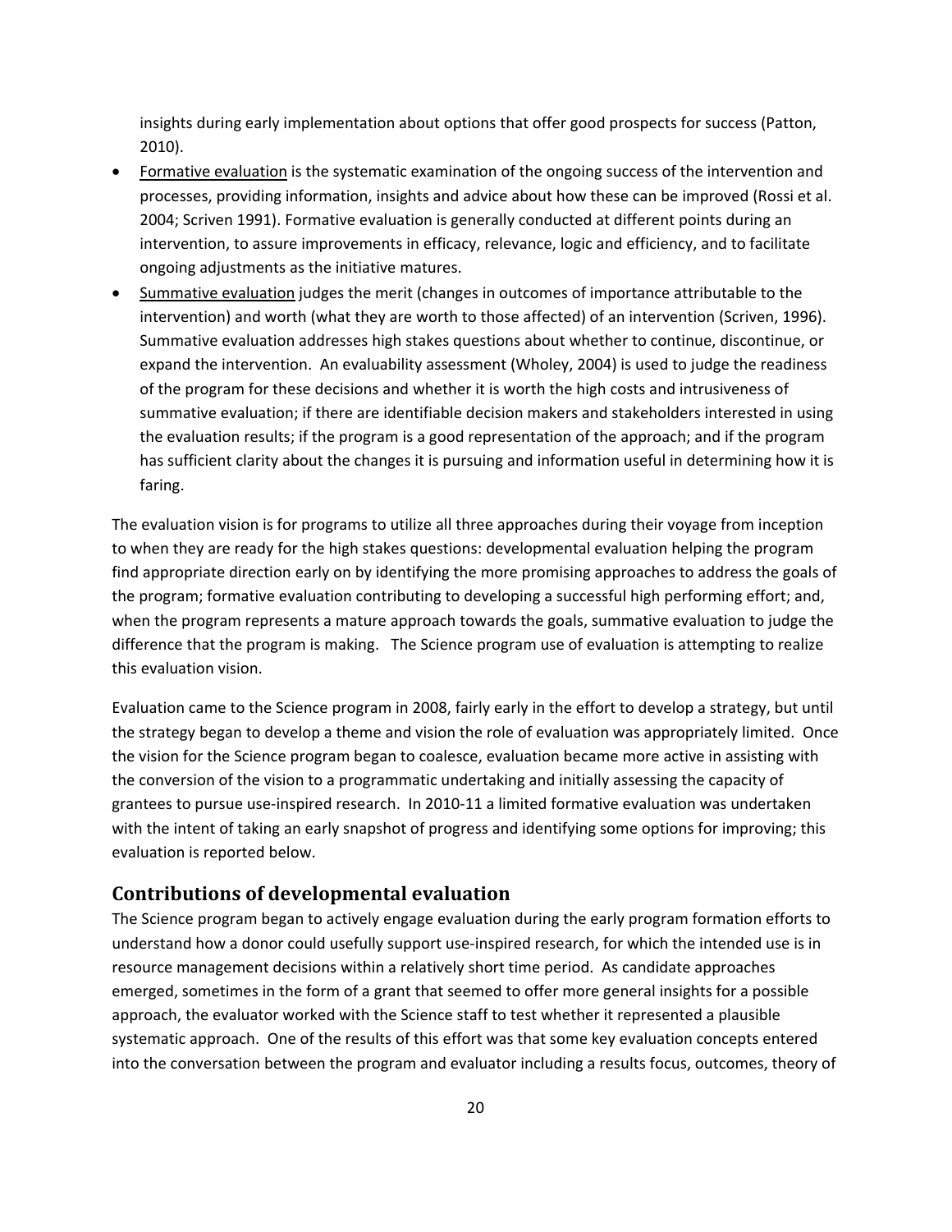insights during early implementation about options that offer good prospects for success (Patton, 2010).

- Formative evaluation is the systematic examination of the ongoing success of the intervention and processes, providing information, insights and advice about how these can be improved (Rossi et al. 2004; Scriven 1991). Formative evaluation is generally conducted at different points during an intervention, to assure improvements in efficacy, relevance, logic and efficiency, and to facilitate ongoing adjustments as the initiative matures.
- Summative evaluation judges the merit (changes in outcomes of importance attributable to the intervention) and worth (what they are worth to those affected) of an intervention (Scriven, 1996). Summative evaluation addresses high stakes questions about whether to continue, discontinue, or expand the intervention. An evaluability assessment (Wholey, 2004) is used to judge the readiness of the program for these decisions and whether it is worth the high costs and intrusiveness of summative evaluation; if there are identifiable decision makers and stakeholders interested in using the evaluation results; if the program is a good representation of the approach; and if the program has sufficient clarity about the changes it is pursuing and information useful in determining how it is faring.

The evaluation vision is for programs to utilize all three approaches during their voyage from inception to when they are ready for the high stakes questions: developmental evaluation helping the program find appropriate direction early on by identifying the more promising approaches to address the goals of the program; formative evaluation contributing to developing a successful high performing effort; and, when the program represents a mature approach towards the goals, summative evaluation to judge the difference that the program is making. The Science program use of evaluation is attempting to realize this evaluation vision.

Evaluation came to the Science program in 2008, fairly early in the effort to develop a strategy, but until the strategy began to develop a theme and vision the role of evaluation was appropriately limited. Once the vision for the Science program began to coalesce, evaluation became more active in assisting with the conversion of the vision to a programmatic undertaking and initially assessing the capacity of grantees to pursue use-inspired research. In 2010-11 a limited formative evaluation was undertaken with the intent of taking an early snapshot of progress and identifying some options for improving; this evaluation is reported below.

## Contributions of developmental evaluation

The Science program began to actively engage evaluation during the early program formation efforts to understand how a donor could usefully support use-inspired research, for which the intended use is in resource management decisions within a relatively short time period. As candidate approaches emerged, sometimes in the form of a grant that seemed to offer more general insights for a possible approach, the evaluator worked with the Science staff to test whether it represented a plausible systematic approach. One of the results of this effort was that some key evaluation concepts entered into the conversation between the program and evaluator including a results focus, outcomes, theory of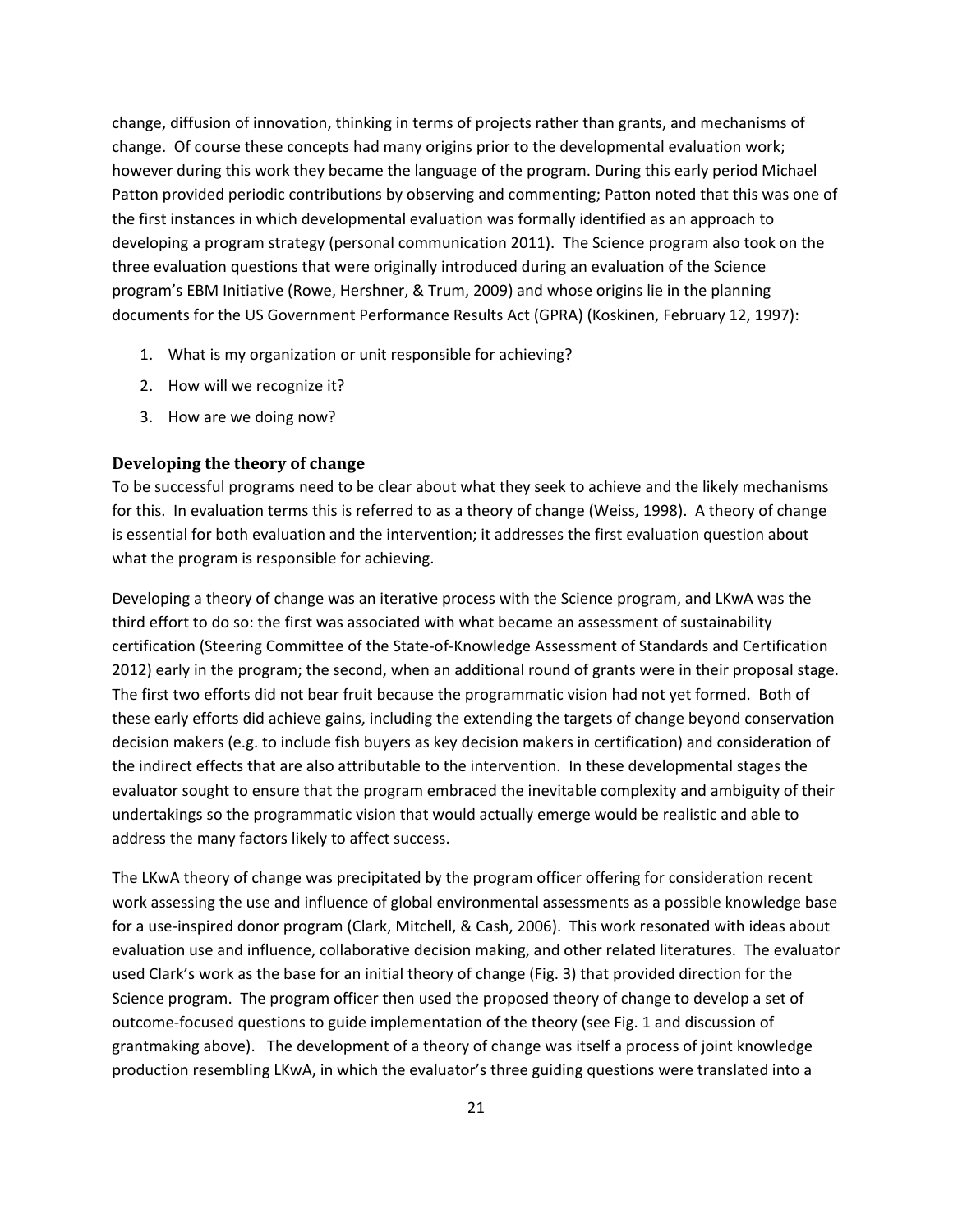change, diffusion of innovation, thinking in terms of projects rather than grants, and mechanisms of change. Of course these concepts had many origins prior to the developmental evaluation work; however during this work they became the language of the program. During this early period Michael Patton provided periodic contributions by observing and commenting; Patton noted that this was one of the first instances in which developmental evaluation was formally identified as an approach to developing a program strategy (personal communication 2011). The Science program also took on the three evaluation questions that were originally introduced during an evaluation of the Science program's EBM Initiative (Rowe, Hershner, & Trum, 2009) and whose origins lie in the planning documents for the US Government Performance Results Act (GPRA) (Koskinen, February 12, 1997):

1. What is my organization or unit responsible for achieving?
2. How will we recognize it?
3. How are we doing now?

### Developing the theory of change

To be successful programs need to be clear about what they seek to achieve and the likely mechanisms for this. In evaluation terms this is referred to as a theory of change (Weiss, 1998). A theory of change is essential for both evaluation and the intervention; it addresses the first evaluation question about what the program is responsible for achieving.

Developing a theory of change was an iterative process with the Science program, and LKwA was the third effort to do so: the first was associated with what became an assessment of sustainability certification (Steering Committee of the State-of-Knowledge Assessment of Standards and Certification 2012) early in the program; the second, when an additional round of grants were in their proposal stage. The first two efforts did not bear fruit because the programmatic vision had not yet formed. Both of these early efforts did achieve gains, including the extending the targets of change beyond conservation decision makers (e.g. to include fish buyers as key decision makers in certification) and consideration of the indirect effects that are also attributable to the intervention. In these developmental stages the evaluator sought to ensure that the program embraced the inevitable complexity and ambiguity of their undertakings so the programmatic vision that would actually emerge would be realistic and able to address the many factors likely to affect success.

The LKwA theory of change was precipitated by the program officer offering for consideration recent work assessing the use and influence of global environmental assessments as a possible knowledge base for a use-inspired donor program (Clark, Mitchell, & Cash, 2006). This work resonated with ideas about evaluation use and influence, collaborative decision making, and other related literatures. The evaluator used Clark's work as the base for an initial theory of change (Fig. 3) that provided direction for the Science program. The program officer then used the proposed theory of change to develop a set of outcome-focused questions to guide implementation of the theory (see Fig. 1 and discussion of grantmaking above). The development of a theory of change was itself a process of joint knowledge production resembling LKwA, in which the evaluator's three guiding questions were translated into a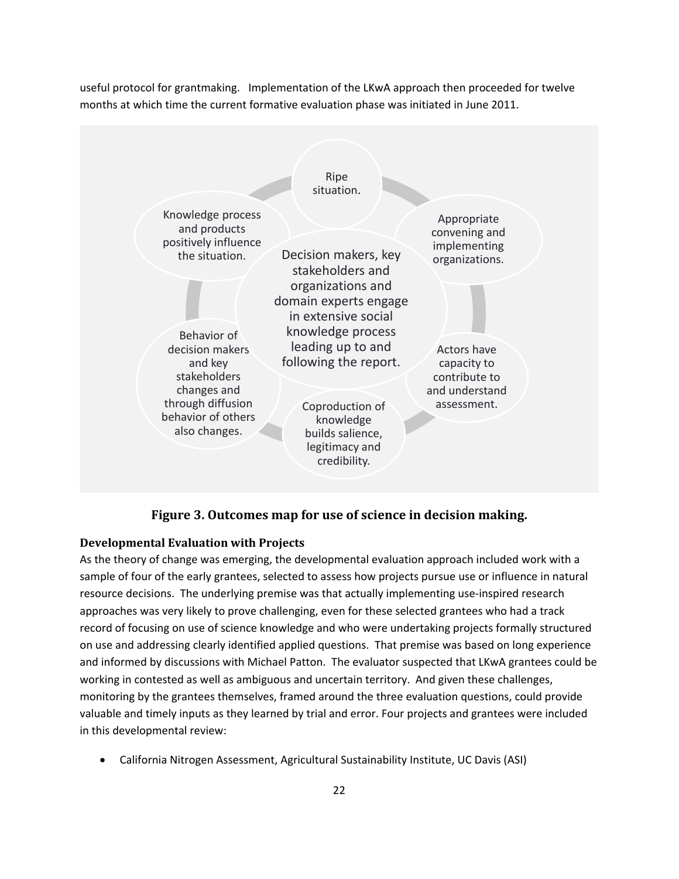useful protocol for grantmaking. Implementation of the LKwA approach then proceeded for twelve months at which time the current formative evaluation phase was initiated in June 2011.

Ripe situation.

Appropriate convening and implementing organizations.

Actors have capacity to contribute to and understand assessment.

Coproduction of knowledge builds salience, legitimacy and credibility.

Behavior of decision makers and key stakeholders changes and through diffusion behavior of others also changes.

Knowledge process and products positively influence the situation.

Decision makers, key stakeholders and organizations and domain experts engage in extensive social knowledge process leading up to and following the report.

**Figure 3. Outcomes map for use of science in decision making.**

### Developmental Evaluation with Projects

As the theory of change was emerging, the developmental evaluation approach included work with a sample of four of the early grantees, selected to assess how projects pursue use or influence in natural resource decisions. The underlying premise was that actually implementing use-inspired research approaches was very likely to prove challenging, even for these selected grantees who had a track record of focusing on use of science knowledge and who were undertaking projects formally structured on use and addressing clearly identified applied questions. That premise was based on long experience and informed by discussions with Michael Patton. The evaluator suspected that LKwA grantees could be working in contested as well as ambiguous and uncertain territory. And given these challenges, monitoring by the grantees themselves, framed around the three evaluation questions, could provide valuable and timely inputs as they learned by trial and error. Four projects and grantees were included in this developmental review:

- California Nitrogen Assessment, Agricultural Sustainability Institute, UC Davis (ASI)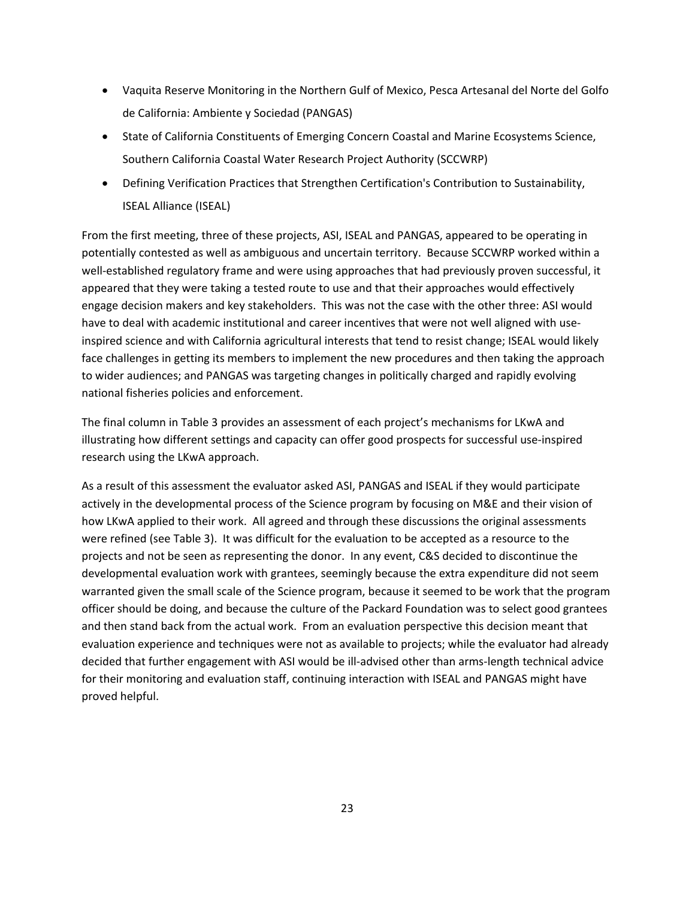- Vaquita Reserve Monitoring in the Northern Gulf of Mexico, Pesca Artesanal del Norte del Golfo de California: Ambiente y Sociedad (PANGAS)
- State of California Constituents of Emerging Concern Coastal and Marine Ecosystems Science, Southern California Coastal Water Research Project Authority (SCCWRP)
- Defining Verification Practices that Strengthen Certification's Contribution to Sustainability, ISEAL Alliance (ISEAL)

From the first meeting, three of these projects, ASI, ISEAL and PANGAS, appeared to be operating in potentially contested as well as ambiguous and uncertain territory. Because SCCWRP worked within a well-established regulatory frame and were using approaches that had previously proven successful, it appeared that they were taking a tested route to use and that their approaches would effectively engage decision makers and key stakeholders. This was not the case with the other three: ASI would have to deal with academic institutional and career incentives that were not well aligned with use-inspired science and with California agricultural interests that tend to resist change; ISEAL would likely face challenges in getting its members to implement the new procedures and then taking the approach to wider audiences; and PANGAS was targeting changes in politically charged and rapidly evolving national fisheries policies and enforcement.

The final column in Table 3 provides an assessment of each project's mechanisms for LKwA and illustrating how different settings and capacity can offer good prospects for successful use-inspired research using the LKwA approach.

As a result of this assessment the evaluator asked ASI, PANGAS and ISEAL if they would participate actively in the developmental process of the Science program by focusing on M&E and their vision of how LKwA applied to their work. All agreed and through these discussions the original assessments were refined (see Table 3). It was difficult for the evaluation to be accepted as a resource to the projects and not be seen as representing the donor. In any event, C&S decided to discontinue the developmental evaluation work with grantees, seemingly because the extra expenditure did not seem warranted given the small scale of the Science program, because it seemed to be work that the program officer should be doing, and because the culture of the Packard Foundation was to select good grantees and then stand back from the actual work. From an evaluation perspective this decision meant that evaluation experience and techniques were not as available to projects; while the evaluator had already decided that further engagement with ASI would be ill-advised other than arms-length technical advice for their monitoring and evaluation staff, continuing interaction with ISEAL and PANGAS might have proved helpful.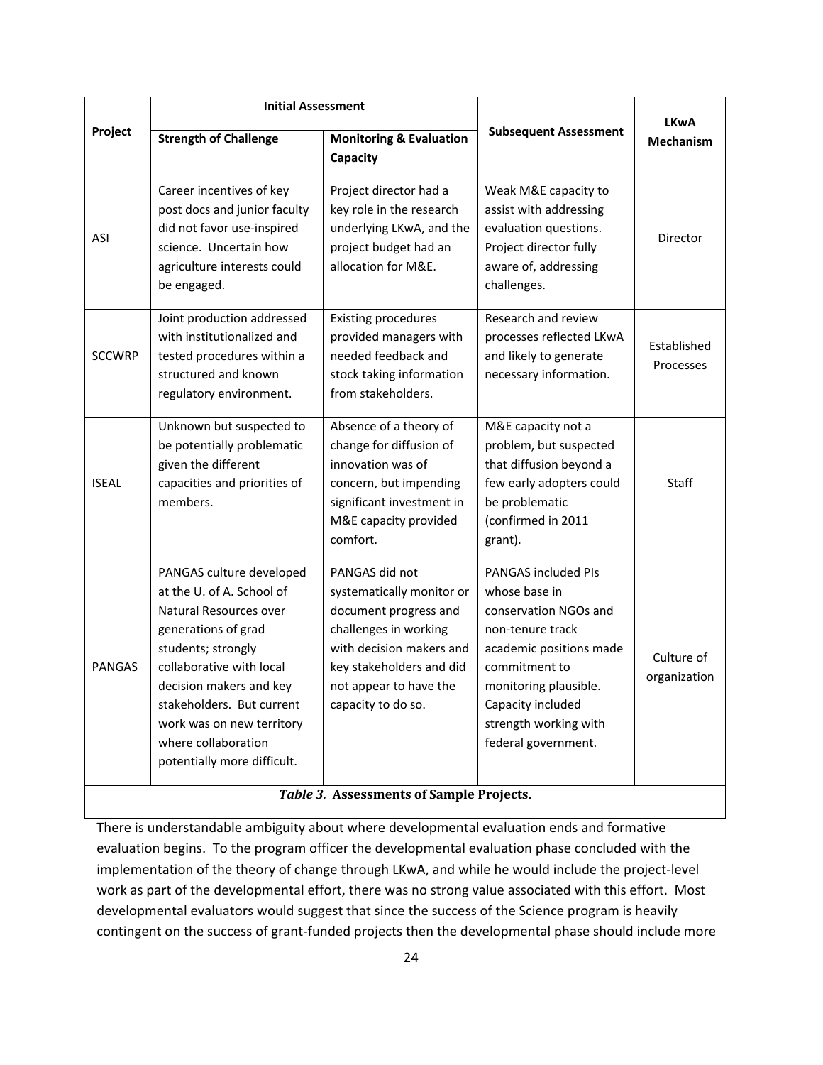| Project | Initial Assessment | | Subsequent Assessment | LKwA Mechanism |
|---|---|---|---|---|
| | Strength of Challenge | Monitoring & Evaluation Capacity | | |
| ASI | Career incentives of key post docs and junior faculty did not favor use-inspired science. Uncertain how agriculture interests could be engaged. | Project director had a key role in the research underlying LKwA, and the project budget had an allocation for M&E. | Weak M&E capacity to assist with addressing evaluation questions. Project director fully aware of, addressing challenges. | Director |
| SCCWRP | Joint production addressed with institutionalized and tested procedures within a structured and known regulatory environment. | Existing procedures provided managers with needed feedback and stock taking information from stakeholders. | Research and review processes reflected LKwA and likely to generate necessary information. | Established Processes |
| ISEAL | Unknown but suspected to be potentially problematic given the different capacities and priorities of members. | Absence of a theory of change for diffusion of innovation was of concern, but impending significant investment in M&E capacity provided comfort. | M&E capacity not a problem, but suspected that diffusion beyond a few early adopters could be problematic (confirmed in 2011 grant). | Staff |
| PANGAS | PANGAS culture developed at the U. of A. School of Natural Resources over generations of grad students; strongly collaborative with local decision makers and key stakeholders. But current work was on new territory where collaboration potentially more difficult. | PANGAS did not systematically monitor or document progress and challenges in working with decision makers and key stakeholders and did not appear to have the capacity to do so. | PANGAS included PIs whose base in conservation NGOs and non-tenure track academic positions made commitment to monitoring plausible. Capacity included strength working with federal government. | Culture of organization |

***Table 3.*** **Assessments of Sample Projects.**

There is understandable ambiguity about where developmental evaluation ends and formative evaluation begins. To the program officer the developmental evaluation phase concluded with the implementation of the theory of change through LKwA, and while he would include the project-level work as part of the developmental effort, there was no strong value associated with this effort. Most developmental evaluators would suggest that since the success of the Science program is heavily contingent on the success of grant-funded projects then the developmental phase should include more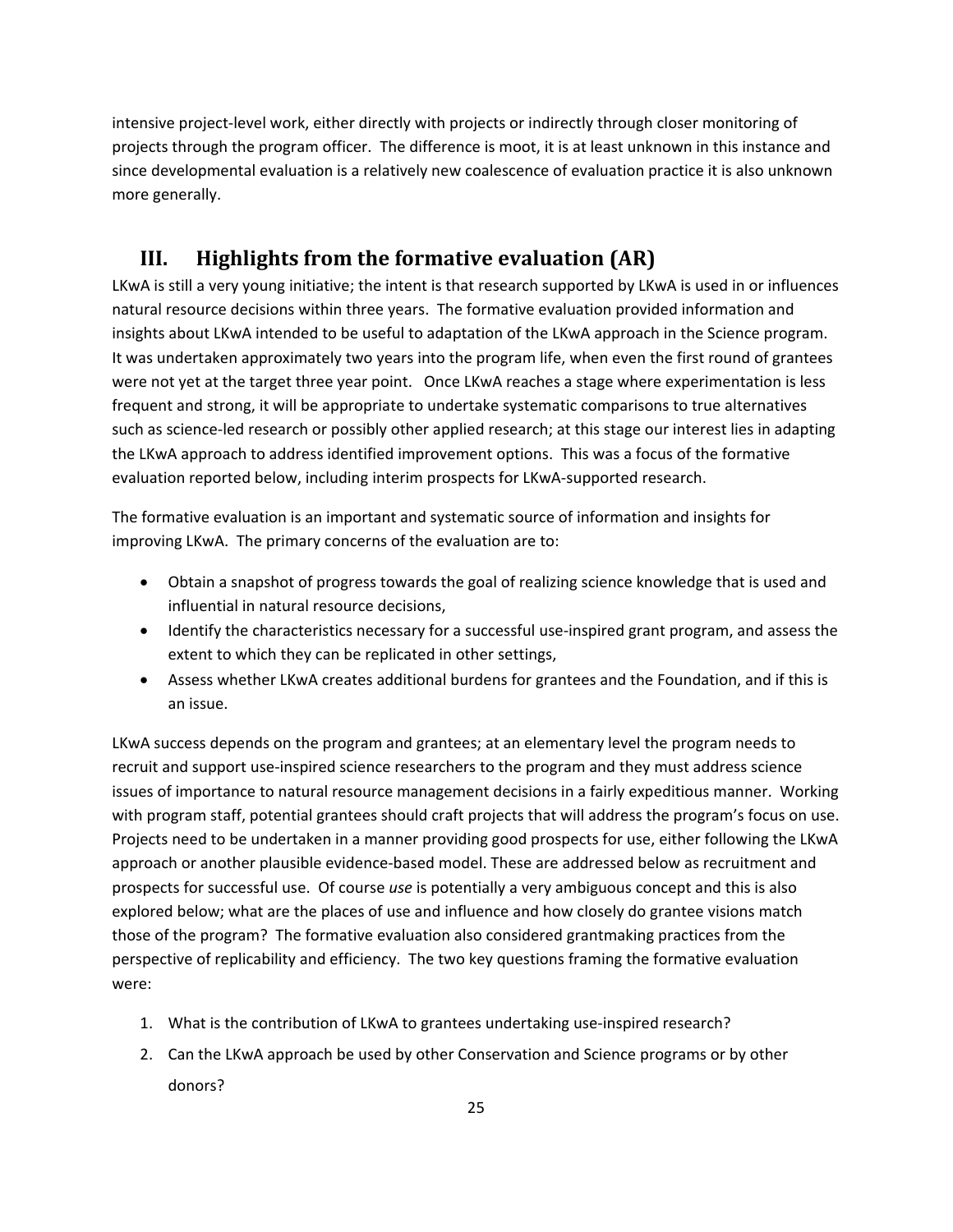intensive project-level work, either directly with projects or indirectly through closer monitoring of projects through the program officer. The difference is moot, it is at least unknown in this instance and since developmental evaluation is a relatively new coalescence of evaluation practice it is also unknown more generally.

## III. Highlights from the formative evaluation (AR)

LKwA is still a very young initiative; the intent is that research supported by LKwA is used in or influences natural resource decisions within three years. The formative evaluation provided information and insights about LKwA intended to be useful to adaptation of the LKwA approach in the Science program. It was undertaken approximately two years into the program life, when even the first round of grantees were not yet at the target three year point. Once LKwA reaches a stage where experimentation is less frequent and strong, it will be appropriate to undertake systematic comparisons to true alternatives such as science-led research or possibly other applied research; at this stage our interest lies in adapting the LKwA approach to address identified improvement options. This was a focus of the formative evaluation reported below, including interim prospects for LKwA-supported research.

The formative evaluation is an important and systematic source of information and insights for improving LKwA. The primary concerns of the evaluation are to:

- Obtain a snapshot of progress towards the goal of realizing science knowledge that is used and influential in natural resource decisions,
- Identify the characteristics necessary for a successful use-inspired grant program, and assess the extent to which they can be replicated in other settings,
- Assess whether LKwA creates additional burdens for grantees and the Foundation, and if this is an issue.

LKwA success depends on the program and grantees; at an elementary level the program needs to recruit and support use-inspired science researchers to the program and they must address science issues of importance to natural resource management decisions in a fairly expeditious manner. Working with program staff, potential grantees should craft projects that will address the program's focus on use. Projects need to be undertaken in a manner providing good prospects for use, either following the LKwA approach or another plausible evidence-based model. These are addressed below as recruitment and prospects for successful use. Of course *use* is potentially a very ambiguous concept and this is also explored below; what are the places of use and influence and how closely do grantee visions match those of the program? The formative evaluation also considered grantmaking practices from the perspective of replicability and efficiency. The two key questions framing the formative evaluation were:

1. What is the contribution of LKwA to grantees undertaking use-inspired research?
2. Can the LKwA approach be used by other Conservation and Science programs or by other donors?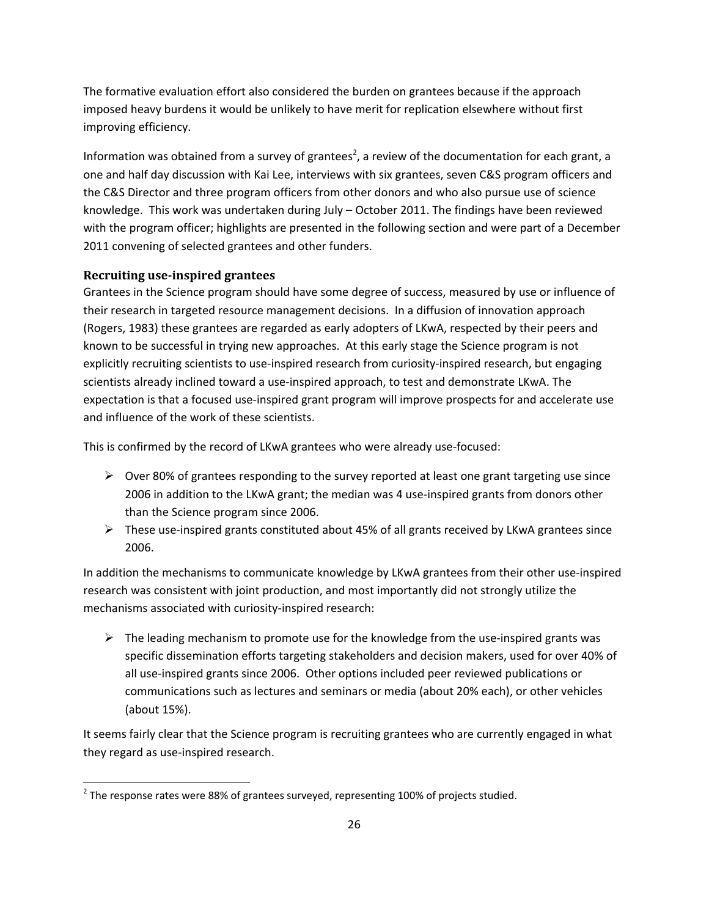The formative evaluation effort also considered the burden on grantees because if the approach imposed heavy burdens it would be unlikely to have merit for replication elsewhere without first improving efficiency.

Information was obtained from a survey of grantees[2], a review of the documentation for each grant, a one and half day discussion with Kai Lee, interviews with six grantees, seven C&S program officers and the C&S Director and three program officers from other donors and who also pursue use of science knowledge. This work was undertaken during July – October 2011. The findings have been reviewed with the program officer; highlights are presented in the following section and were part of a December 2011 convening of selected grantees and other funders.

### Recruiting use-inspired grantees

Grantees in the Science program should have some degree of success, measured by use or influence of their research in targeted resource management decisions. In a diffusion of innovation approach (Rogers, 1983) these grantees are regarded as early adopters of LKwA, respected by their peers and known to be successful in trying new approaches. At this early stage the Science program is not explicitly recruiting scientists to use-inspired research from curiosity-inspired research, but engaging scientists already inclined toward a use-inspired approach, to test and demonstrate LKwA. The expectation is that a focused use-inspired grant program will improve prospects for and accelerate use and influence of the work of these scientists.

This is confirmed by the record of LKwA grantees who were already use-focused:

- Over 80% of grantees responding to the survey reported at least one grant targeting use since 2006 in addition to the LKwA grant; the median was 4 use-inspired grants from donors other than the Science program since 2006.
- These use-inspired grants constituted about 45% of all grants received by LKwA grantees since 2006.

In addition the mechanisms to communicate knowledge by LKwA grantees from their other use-inspired research was consistent with joint production, and most importantly did not strongly utilize the mechanisms associated with curiosity-inspired research:

- The leading mechanism to promote use for the knowledge from the use-inspired grants was specific dissemination efforts targeting stakeholders and decision makers, used for over 40% of all use-inspired grants since 2006. Other options included peer reviewed publications or communications such as lectures and seminars or media (about 20% each), or other vehicles (about 15%).

It seems fairly clear that the Science program is recruiting grantees who are currently engaged in what they regard as use-inspired research.

[2] The response rates were 88% of grantees surveyed, representing 100% of projects studied.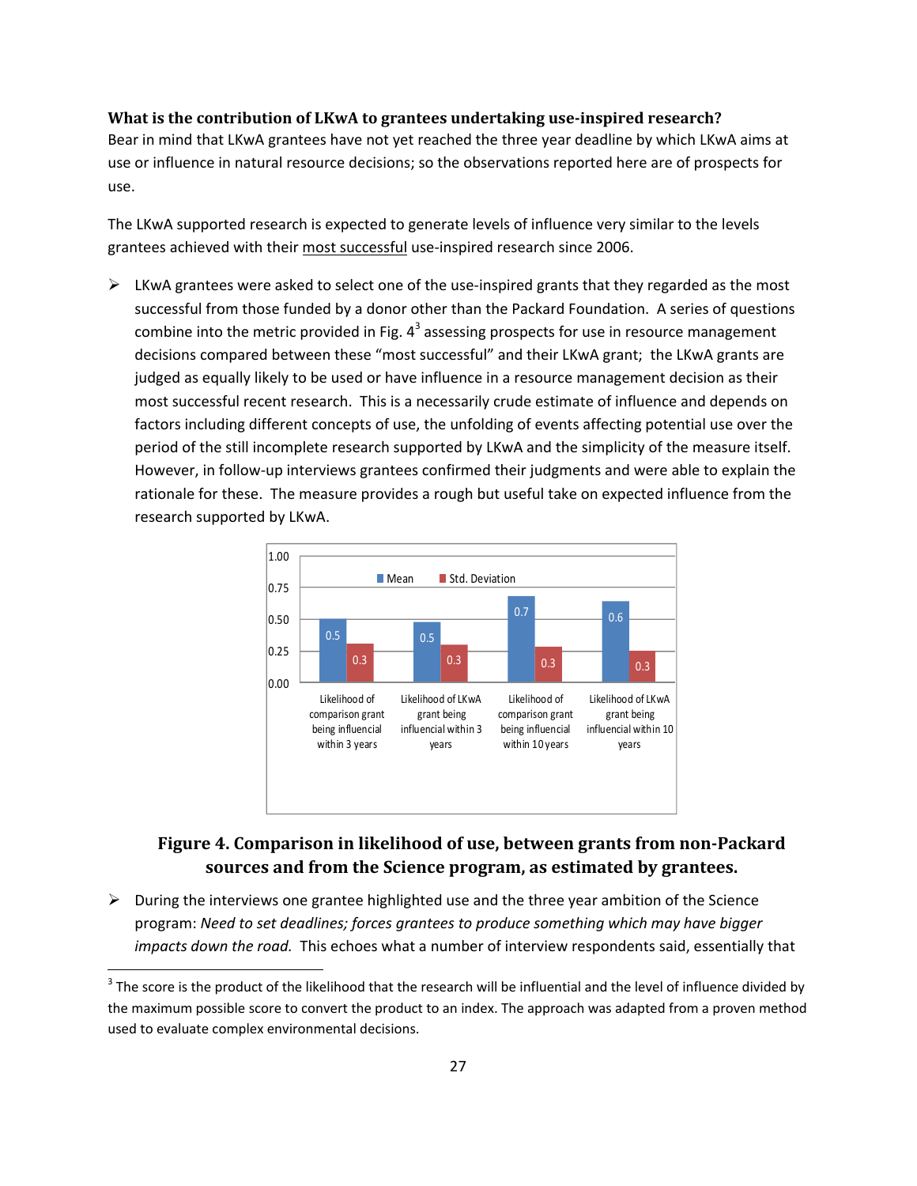**What is the contribution of LKwA to grantees undertaking use-inspired research?**

Bear in mind that LKwA grantees have not yet reached the three year deadline by which LKwA aims at use or influence in natural resource decisions; so the observations reported here are of prospects for use.

The LKwA supported research is expected to generate levels of influence very similar to the levels grantees achieved with their most successful use-inspired research since 2006.

- LKwA grantees were asked to select one of the use-inspired grants that they regarded as the most successful from those funded by a donor other than the Packard Foundation. A series of questions combine into the metric provided in Fig. 4[3] assessing prospects for use in resource management decisions compared between these "most successful" and their LKwA grant; the LKwA grants are judged as equally likely to be used or have influence in a resource management decision as their most successful recent research. This is a necessarily crude estimate of influence and depends on factors including different concepts of use, the unfolding of events affecting potential use over the period of the still incomplete research supported by LKwA and the simplicity of the measure itself. However, in follow-up interviews grantees confirmed their judgments and were able to explain the rationale for these. The measure provides a rough but useful take on expected influence from the research supported by LKwA.

| | Mean | Std. Deviation |
|---|---|---|
| Likelihood of comparison grant being influencial within 3 years | 0.5 | 0.3 |
| Likelihood of LKwA grant being influencial within 3 years | 0.5 | 0.3 |
| Likelihood of comparison grant being influencial within 10 years | 0.7 | 0.3 |
| Likelihood of LKwA grant being influencial within 10 years | 0.6 | 0.3 |

**Figure 4. Comparison in likelihood of use, between grants from non-Packard sources and from the Science program, as estimated by grantees.**

- During the interviews one grantee highlighted use and the three year ambition of the Science program: *Need to set deadlines; forces grantees to produce something which may have bigger impacts down the road.* This echoes what a number of interview respondents said, essentially that

[3] The score is the product of the likelihood that the research will be influential and the level of influence divided by the maximum possible score to convert the product to an index. The approach was adapted from a proven method used to evaluate complex environmental decisions.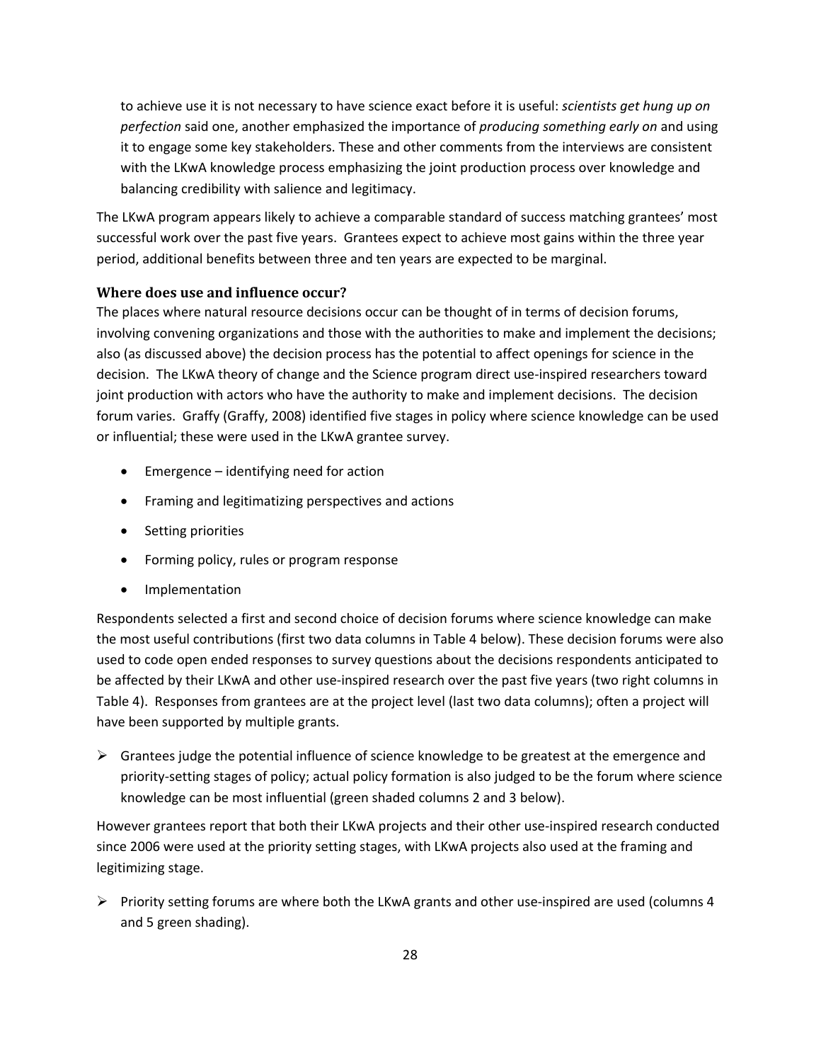to achieve use it is not necessary to have science exact before it is useful: *scientists get hung up on perfection* said one, another emphasized the importance of *producing something early on* and using it to engage some key stakeholders. These and other comments from the interviews are consistent with the LKwA knowledge process emphasizing the joint production process over knowledge and balancing credibility with salience and legitimacy.

The LKwA program appears likely to achieve a comparable standard of success matching grantees' most successful work over the past five years. Grantees expect to achieve most gains within the three year period, additional benefits between three and ten years are expected to be marginal.

### Where does use and influence occur?

The places where natural resource decisions occur can be thought of in terms of decision forums, involving convening organizations and those with the authorities to make and implement the decisions; also (as discussed above) the decision process has the potential to affect openings for science in the decision. The LKwA theory of change and the Science program direct use-inspired researchers toward joint production with actors who have the authority to make and implement decisions. The decision forum varies. Graffy (Graffy, 2008) identified five stages in policy where science knowledge can be used or influential; these were used in the LKwA grantee survey.

- Emergence – identifying need for action
- Framing and legitimatizing perspectives and actions
- Setting priorities
- Forming policy, rules or program response
- Implementation

Respondents selected a first and second choice of decision forums where science knowledge can make the most useful contributions (first two data columns in Table 4 below). These decision forums were also used to code open ended responses to survey questions about the decisions respondents anticipated to be affected by their LKwA and other use-inspired research over the past five years (two right columns in Table 4). Responses from grantees are at the project level (last two data columns); often a project will have been supported by multiple grants.

➢ Grantees judge the potential influence of science knowledge to be greatest at the emergence and priority-setting stages of policy; actual policy formation is also judged to be the forum where science knowledge can be most influential (green shaded columns 2 and 3 below).

However grantees report that both their LKwA projects and their other use-inspired research conducted since 2006 were used at the priority setting stages, with LKwA projects also used at the framing and legitimizing stage.

➢ Priority setting forums are where both the LKwA grants and other use-inspired are used (columns 4 and 5 green shading).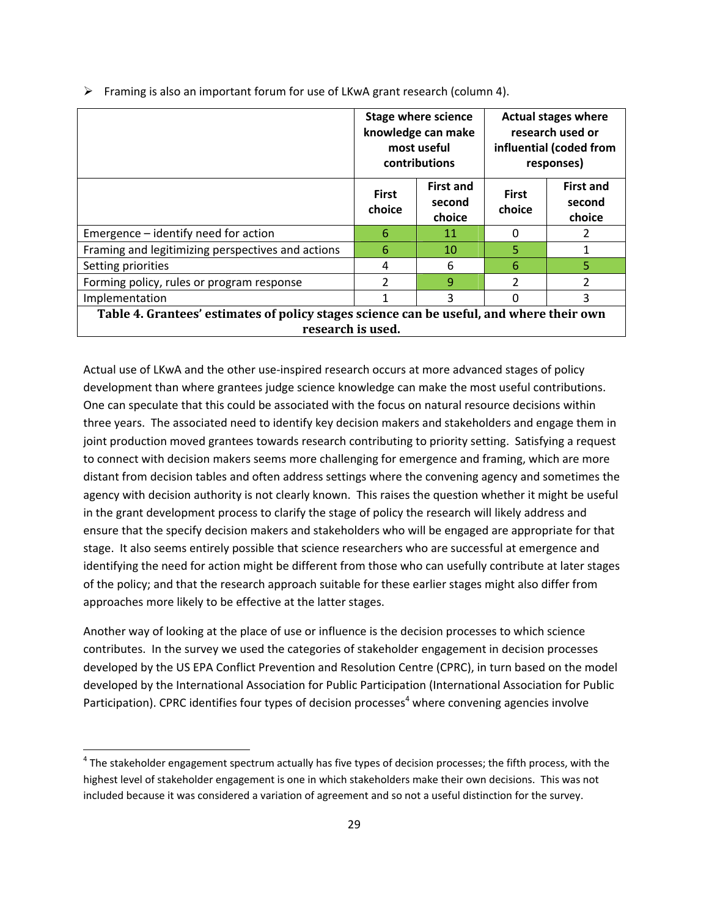- Framing is also an important forum for use of LKwA grant research (column 4).

| | Stage where science knowledge can make most useful contributions | | Actual stages where research used or influential (coded from responses) | |
|---|---|---|---|---|
| | First choice | First and second choice | First choice | First and second choice |
| Emergence – identify need for action | 6 | 11 | 0 | 2 |
| Framing and legitimizing perspectives and actions | 6 | 10 | 5 | 1 |
| Setting priorities | 4 | 6 | 6 | 5 |
| Forming policy, rules or program response | 2 | 9 | 2 | 2 |
| Implementation | 1 | 3 | 0 | 3 |

**Table 4. Grantees' estimates of policy stages science can be useful, and where their own research is used.**

Actual use of LKwA and the other use-inspired research occurs at more advanced stages of policy development than where grantees judge science knowledge can make the most useful contributions. One can speculate that this could be associated with the focus on natural resource decisions within three years. The associated need to identify key decision makers and stakeholders and engage them in joint production moved grantees towards research contributing to priority setting. Satisfying a request to connect with decision makers seems more challenging for emergence and framing, which are more distant from decision tables and often address settings where the convening agency and sometimes the agency with decision authority is not clearly known. This raises the question whether it might be useful in the grant development process to clarify the stage of policy the research will likely address and ensure that the specify decision makers and stakeholders who will be engaged are appropriate for that stage. It also seems entirely possible that science researchers who are successful at emergence and identifying the need for action might be different from those who can usefully contribute at later stages of the policy; and that the research approach suitable for these earlier stages might also differ from approaches more likely to be effective at the latter stages.

Another way of looking at the place of use or influence is the decision processes to which science contributes. In the survey we used the categories of stakeholder engagement in decision processes developed by the US EPA Conflict Prevention and Resolution Centre (CPRC), in turn based on the model developed by the International Association for Public Participation (International Association for Public Participation). CPRC identifies four types of decision processes[4] where convening agencies involve

[4] The stakeholder engagement spectrum actually has five types of decision processes; the fifth process, with the highest level of stakeholder engagement is one in which stakeholders make their own decisions. This was not included because it was considered a variation of agreement and so not a useful distinction for the survey.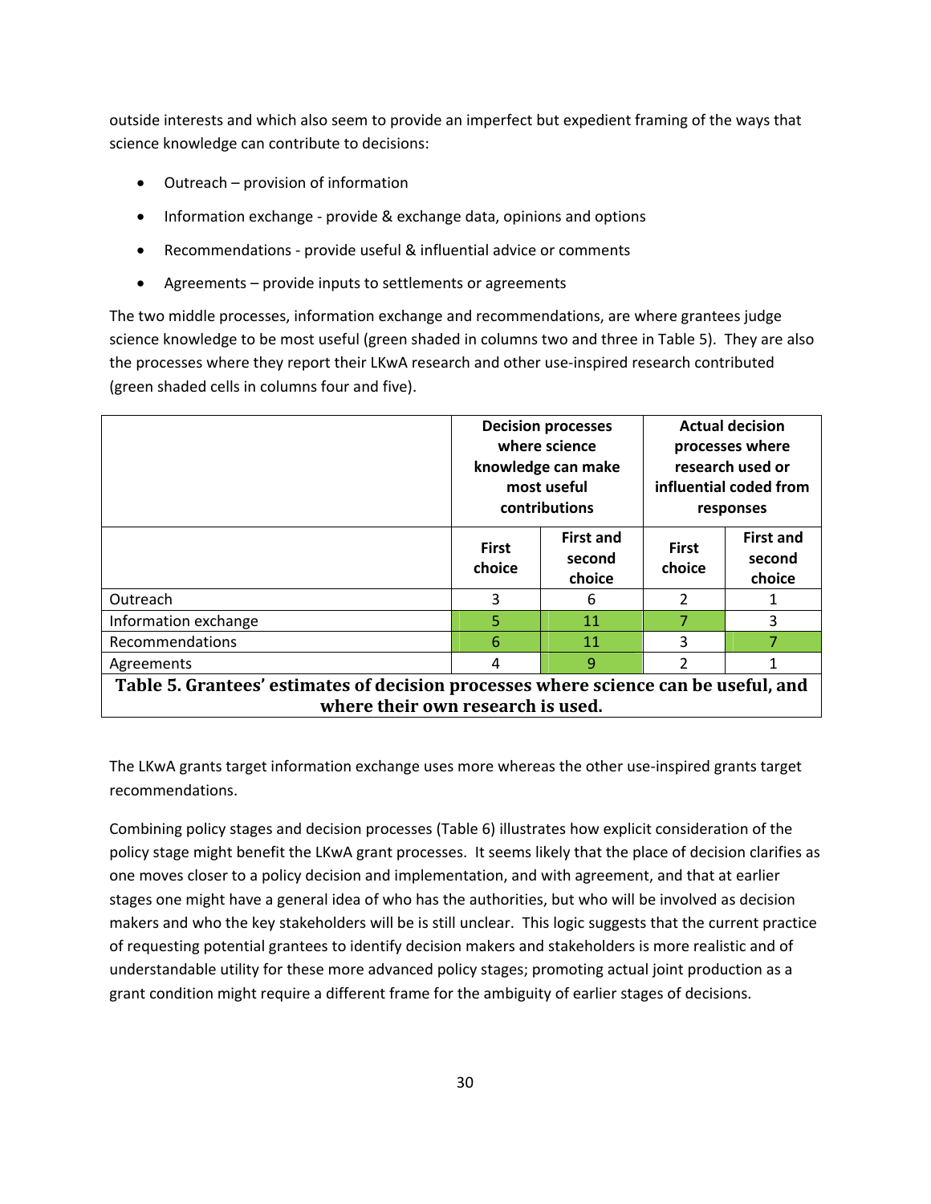outside interests and which also seem to provide an imperfect but expedient framing of the ways that science knowledge can contribute to decisions:

- Outreach – provision of information
- Information exchange - provide & exchange data, opinions and options
- Recommendations - provide useful & influential advice or comments
- Agreements – provide inputs to settlements or agreements

The two middle processes, information exchange and recommendations, are where grantees judge science knowledge to be most useful (green shaded in columns two and three in Table 5). They are also the processes where they report their LKwA research and other use-inspired research contributed (green shaded cells in columns four and five).

| | Decision processes where science knowledge can make most useful contributions | | Actual decision processes where research used or influential coded from responses | |
|---|---|---|---|---|
| | First choice | First and second choice | First choice | First and second choice |
| Outreach | 3 | 6 | 2 | 1 |
| Information exchange | 5 | 11 | 7 | 3 |
| Recommendations | 6 | 11 | 3 | 7 |
| Agreements | 4 | 9 | 2 | 1 |

**Table 5. Grantees' estimates of decision processes where science can be useful, and where their own research is used.**

The LKwA grants target information exchange uses more whereas the other use-inspired grants target recommendations.

Combining policy stages and decision processes (Table 6) illustrates how explicit consideration of the policy stage might benefit the LKwA grant processes. It seems likely that the place of decision clarifies as one moves closer to a policy decision and implementation, and with agreement, and that at earlier stages one might have a general idea of who has the authorities, but who will be involved as decision makers and who the key stakeholders will be is still unclear. This logic suggests that the current practice of requesting potential grantees to identify decision makers and stakeholders is more realistic and of understandable utility for these more advanced policy stages; promoting actual joint production as a grant condition might require a different frame for the ambiguity of earlier stages of decisions.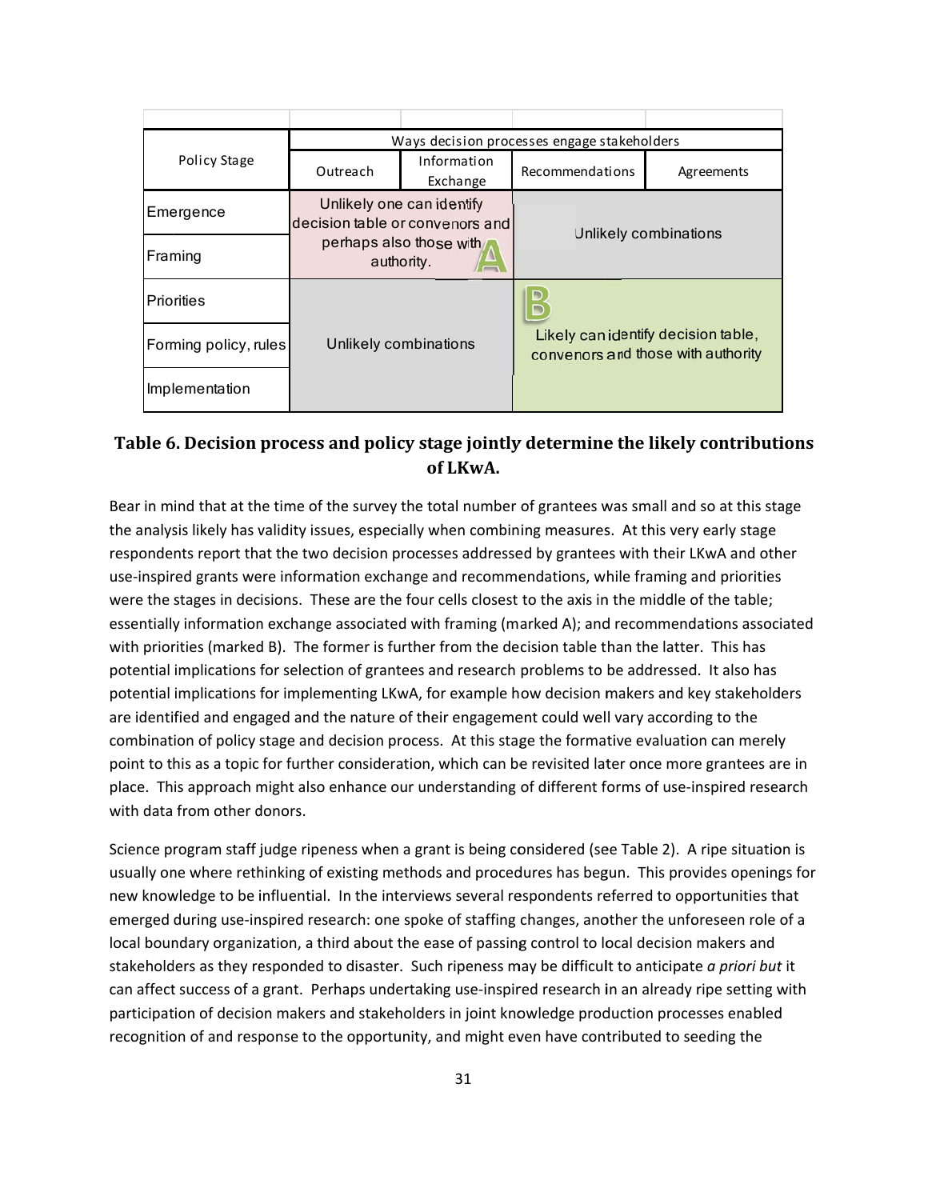| Policy Stage | Ways decision processes engage stakeholders | | | |
|---|---|---|---|---|
| | Outreach | Information Exchange | Recommendations | Agreements |
| Emergence | Unlikely one can identify decision table or convenors and perhaps also those with authority. **A** | | Unlikely combinations | |
| Framing | | | | |
| Priorities | Unlikely combinations | | **B** Likely can identify decision table, convenors and those with authority | |
| Forming policy, rules | | | | |
| Implementation | | | | |

**Table 6. Decision process and policy stage jointly determine the likely contributions of LKwA.**

Bear in mind that at the time of the survey the total number of grantees was small and so at this stage the analysis likely has validity issues, especially when combining measures. At this very early stage respondents report that the two decision processes addressed by grantees with their LKwA and other use-inspired grants were information exchange and recommendations, while framing and priorities were the stages in decisions. These are the four cells closest to the axis in the middle of the table; essentially information exchange associated with framing (marked A); and recommendations associated with priorities (marked B). The former is further from the decision table than the latter. This has potential implications for selection of grantees and research problems to be addressed. It also has potential implications for implementing LKwA, for example how decision makers and key stakeholders are identified and engaged and the nature of their engagement could well vary according to the combination of policy stage and decision process. At this stage the formative evaluation can merely point to this as a topic for further consideration, which can be revisited later once more grantees are in place. This approach might also enhance our understanding of different forms of use-inspired research with data from other donors.

Science program staff judge ripeness when a grant is being considered (see Table 2). A ripe situation is usually one where rethinking of existing methods and procedures has begun. This provides openings for new knowledge to be influential. In the interviews several respondents referred to opportunities that emerged during use-inspired research: one spoke of staffing changes, another the unforeseen role of a local boundary organization, a third about the ease of passing control to local decision makers and stakeholders as they responded to disaster. Such ripeness may be difficult to anticipate *a priori but* it can affect success of a grant. Perhaps undertaking use-inspired research in an already ripe setting with participation of decision makers and stakeholders in joint knowledge production processes enabled recognition of and response to the opportunity, and might even have contributed to seeding the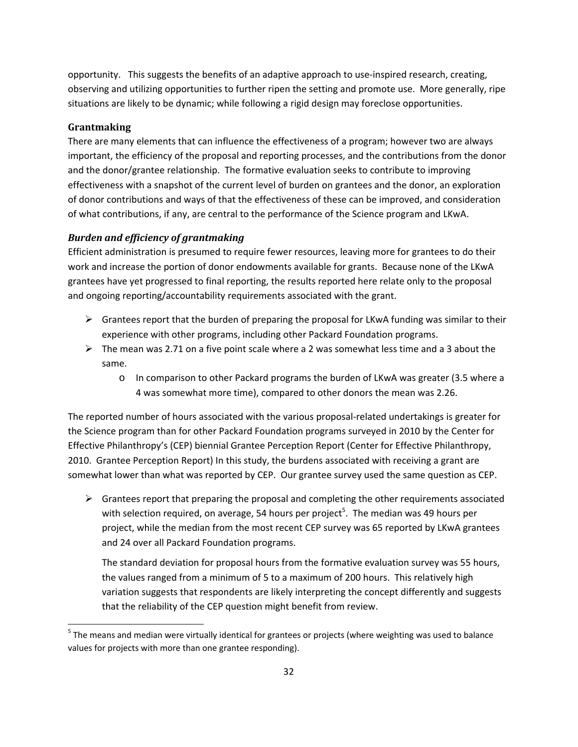opportunity. This suggests the benefits of an adaptive approach to use-inspired research, creating, observing and utilizing opportunities to further ripen the setting and promote use. More generally, ripe situations are likely to be dynamic; while following a rigid design may foreclose opportunities.

### Grantmaking

There are many elements that can influence the effectiveness of a program; however two are always important, the efficiency of the proposal and reporting processes, and the contributions from the donor and the donor/grantee relationship. The formative evaluation seeks to contribute to improving effectiveness with a snapshot of the current level of burden on grantees and the donor, an exploration of donor contributions and ways of that the effectiveness of these can be improved, and consideration of what contributions, if any, are central to the performance of the Science program and LKwA.

#### *Burden and efficiency of grantmaking*

Efficient administration is presumed to require fewer resources, leaving more for grantees to do their work and increase the portion of donor endowments available for grants. Because none of the LKwA grantees have yet progressed to final reporting, the results reported here relate only to the proposal and ongoing reporting/accountability requirements associated with the grant.

- Grantees report that the burden of preparing the proposal for LKwA funding was similar to their experience with other programs, including other Packard Foundation programs.
- The mean was 2.71 on a five point scale where a 2 was somewhat less time and a 3 about the same.
  - In comparison to other Packard programs the burden of LKwA was greater (3.5 where a 4 was somewhat more time), compared to other donors the mean was 2.26.

The reported number of hours associated with the various proposal-related undertakings is greater for the Science program than for other Packard Foundation programs surveyed in 2010 by the Center for Effective Philanthropy's (CEP) biennial Grantee Perception Report (Center for Effective Philanthropy, 2010. Grantee Perception Report) In this study, the burdens associated with receiving a grant are somewhat lower than what was reported by CEP. Our grantee survey used the same question as CEP.

- Grantees report that preparing the proposal and completing the other requirements associated with selection required, on average, 54 hours per project[5]. The median was 49 hours per project, while the median from the most recent CEP survey was 65 reported by LKwA grantees and 24 over all Packard Foundation programs.

  The standard deviation for proposal hours from the formative evaluation survey was 55 hours, the values ranged from a minimum of 5 to a maximum of 200 hours. This relatively high variation suggests that respondents are likely interpreting the concept differently and suggests that the reliability of the CEP question might benefit from review.

[5] The means and median were virtually identical for grantees or projects (where weighting was used to balance values for projects with more than one grantee responding).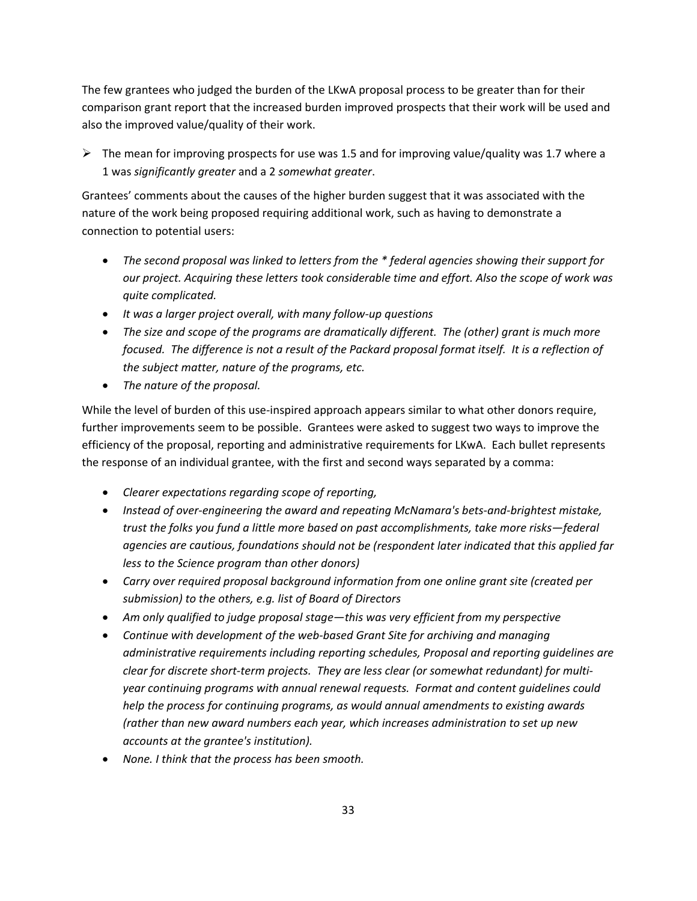The few grantees who judged the burden of the LKwA proposal process to be greater than for their comparison grant report that the increased burden improved prospects that their work will be used and also the improved value/quality of their work.

- The mean for improving prospects for use was 1.5 and for improving value/quality was 1.7 where a 1 was *significantly greater* and a 2 *somewhat greater*.

Grantees' comments about the causes of the higher burden suggest that it was associated with the nature of the work being proposed requiring additional work, such as having to demonstrate a connection to potential users:

- *The second proposal was linked to letters from the * federal agencies showing their support for our project. Acquiring these letters took considerable time and effort. Also the scope of work was quite complicated.*
- *It was a larger project overall, with many follow-up questions*
- *The size and scope of the programs are dramatically different. The (other) grant is much more focused. The difference is not a result of the Packard proposal format itself. It is a reflection of the subject matter, nature of the programs, etc.*
- *The nature of the proposal.*

While the level of burden of this use-inspired approach appears similar to what other donors require, further improvements seem to be possible. Grantees were asked to suggest two ways to improve the efficiency of the proposal, reporting and administrative requirements for LKwA. Each bullet represents the response of an individual grantee, with the first and second ways separated by a comma:

- *Clearer expectations regarding scope of reporting,*
- *Instead of over-engineering the award and repeating McNamara's bets-and-brightest mistake, trust the folks you fund a little more based on past accomplishments, take more risks—federal agencies are cautious, foundations should not be (respondent later indicated that this applied far less to the Science program than other donors)*
- *Carry over required proposal background information from one online grant site (created per submission) to the others, e.g. list of Board of Directors*
- *Am only qualified to judge proposal stage—this was very efficient from my perspective*
- *Continue with development of the web-based Grant Site for archiving and managing administrative requirements including reporting schedules, Proposal and reporting guidelines are clear for discrete short-term projects. They are less clear (or somewhat redundant) for multi-year continuing programs with annual renewal requests. Format and content guidelines could help the process for continuing programs, as would annual amendments to existing awards (rather than new award numbers each year, which increases administration to set up new accounts at the grantee's institution).*
- *None. I think that the process has been smooth.*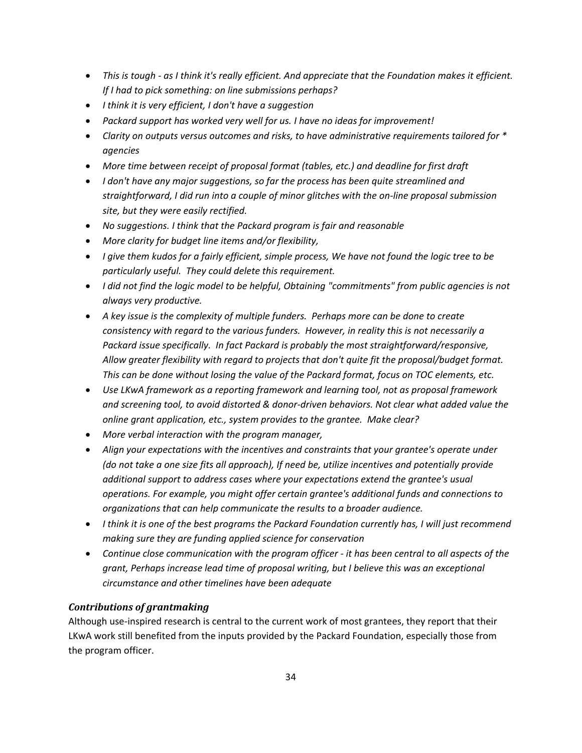- *This is tough - as I think it's really efficient. And appreciate that the Foundation makes it efficient. If I had to pick something: on line submissions perhaps?*
- *I think it is very efficient, I don't have a suggestion*
- *Packard support has worked very well for us. I have no ideas for improvement!*
- *Clarity on outputs versus outcomes and risks, to have administrative requirements tailored for * agencies*
- *More time between receipt of proposal format (tables, etc.) and deadline for first draft*
- *I don't have any major suggestions, so far the process has been quite streamlined and straightforward, I did run into a couple of minor glitches with the on-line proposal submission site, but they were easily rectified.*
- *No suggestions. I think that the Packard program is fair and reasonable*
- *More clarity for budget line items and/or flexibility,*
- *I give them kudos for a fairly efficient, simple process, We have not found the logic tree to be particularly useful. They could delete this requirement.*
- *I did not find the logic model to be helpful, Obtaining "commitments" from public agencies is not always very productive.*
- *A key issue is the complexity of multiple funders. Perhaps more can be done to create consistency with regard to the various funders. However, in reality this is not necessarily a Packard issue specifically. In fact Packard is probably the most straightforward/responsive, Allow greater flexibility with regard to projects that don't quite fit the proposal/budget format. This can be done without losing the value of the Packard format, focus on TOC elements, etc.*
- *Use LKwA framework as a reporting framework and learning tool, not as proposal framework and screening tool, to avoid distorted & donor-driven behaviors. Not clear what added value the online grant application, etc., system provides to the grantee. Make clear?*
- *More verbal interaction with the program manager,*
- *Align your expectations with the incentives and constraints that your grantee's operate under (do not take a one size fits all approach), If need be, utilize incentives and potentially provide additional support to address cases where your expectations extend the grantee's usual operations. For example, you might offer certain grantee's additional funds and connections to organizations that can help communicate the results to a broader audience.*
- *I think it is one of the best programs the Packard Foundation currently has, I will just recommend making sure they are funding applied science for conservation*
- *Continue close communication with the program officer - it has been central to all aspects of the grant, Perhaps increase lead time of proposal writing, but I believe this was an exceptional circumstance and other timelines have been adequate*

### *Contributions of grantmaking*

Although use-inspired research is central to the current work of most grantees, they report that their LKwA work still benefited from the inputs provided by the Packard Foundation, especially those from the program officer.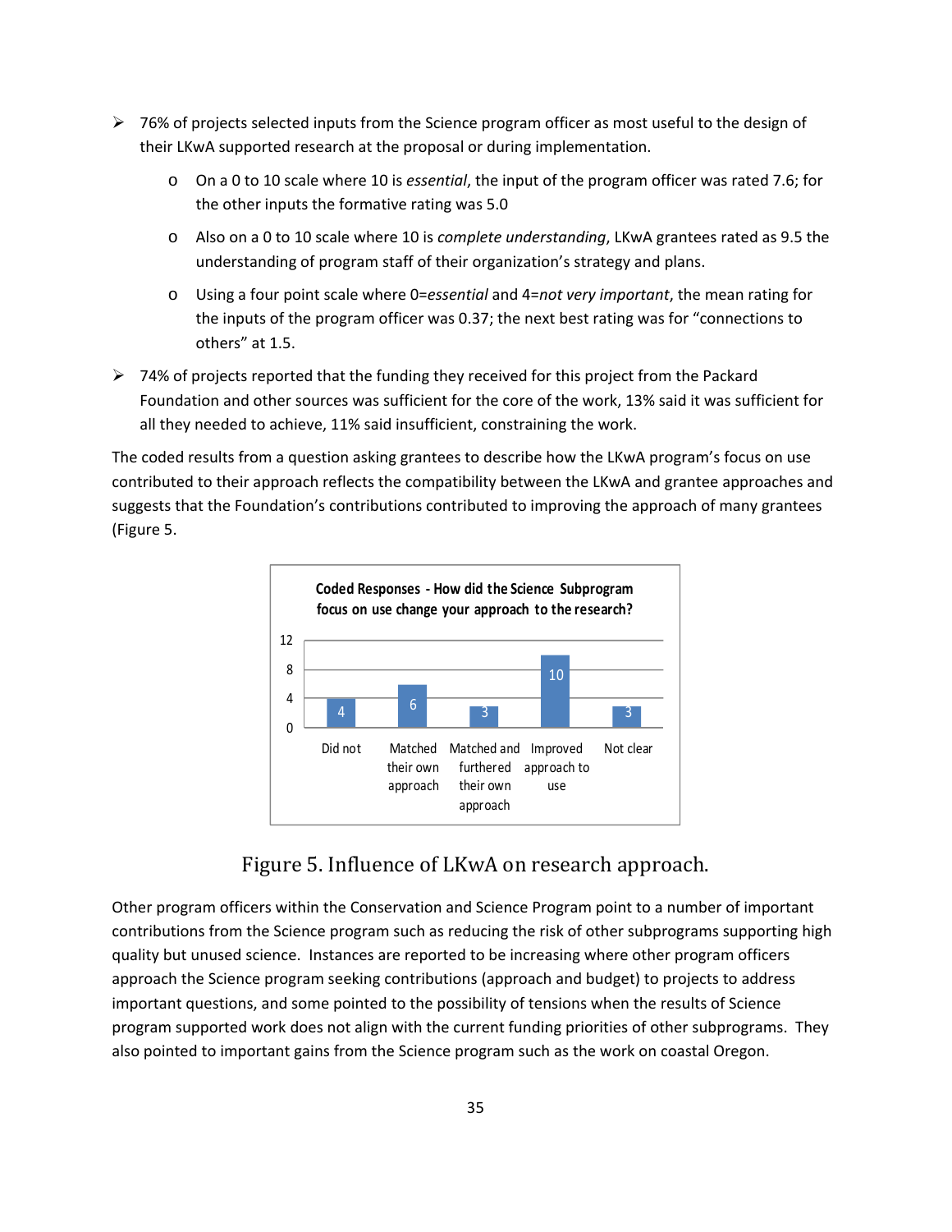- 76% of projects selected inputs from the Science program officer as most useful to the design of their LKwA supported research at the proposal or during implementation.
  - On a 0 to 10 scale where 10 is *essential*, the input of the program officer was rated 7.6; for the other inputs the formative rating was 5.0
  - Also on a 0 to 10 scale where 10 is *complete understanding*, LKwA grantees rated as 9.5 the understanding of program staff of their organization's strategy and plans.
  - Using a four point scale where 0=*essential* and 4=*not very important*, the mean rating for the inputs of the program officer was 0.37; the next best rating was for "connections to others" at 1.5.
- 74% of projects reported that the funding they received for this project from the Packard Foundation and other sources was sufficient for the core of the work, 13% said it was sufficient for all they needed to achieve, 11% said insufficient, constraining the work.

The coded results from a question asking grantees to describe how the LKwA program's focus on use contributed to their approach reflects the compatibility between the LKwA and grantee approaches and suggests that the Foundation's contributions contributed to improving the approach of many grantees (Figure 5.

**Coded Responses - How did the Science Subprogram focus on use change your approach to the research?**

| Response | Count |
|---|---|
| Did not | 4 |
| Matched their own approach | 6 |
| Matched and furthered their own approach | 3 |
| Improved approach to use | 10 |
| Not clear | 3 |

Figure 5. Influence of LKwA on research approach.

Other program officers within the Conservation and Science Program point to a number of important contributions from the Science program such as reducing the risk of other subprograms supporting high quality but unused science. Instances are reported to be increasing where other program officers approach the Science program seeking contributions (approach and budget) to projects to address important questions, and some pointed to the possibility of tensions when the results of Science program supported work does not align with the current funding priorities of other subprograms. They also pointed to important gains from the Science program such as the work on coastal Oregon.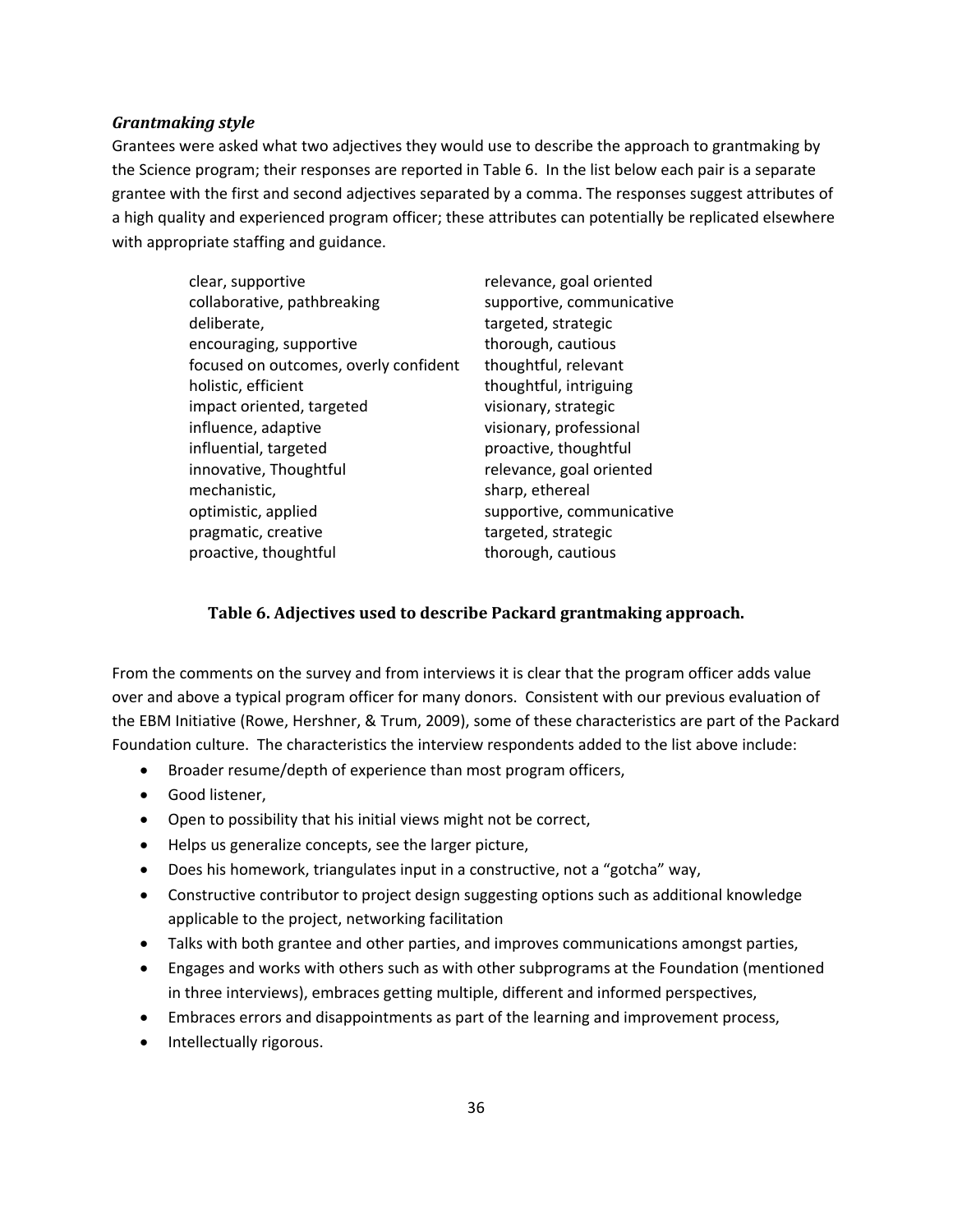### *Grantmaking style*

Grantees were asked what two adjectives they would use to describe the approach to grantmaking by the Science program; their responses are reported in Table 6. In the list below each pair is a separate grantee with the first and second adjectives separated by a comma. The responses suggest attributes of a high quality and experienced program officer; these attributes can potentially be replicated elsewhere with appropriate staffing and guidance.

| | |
|---|---|
| clear, supportive | relevance, goal oriented |
| collaborative, pathbreaking | supportive, communicative |
| deliberate, | targeted, strategic |
| encouraging, supportive | thorough, cautious |
| focused on outcomes, overly confident | thoughtful, relevant |
| holistic, efficient | thoughtful, intriguing |
| impact oriented, targeted | visionary, strategic |
| influence, adaptive | visionary, professional |
| influential, targeted | proactive, thoughtful |
| innovative, Thoughtful | relevance, goal oriented |
| mechanistic, | sharp, ethereal |
| optimistic, applied | supportive, communicative |
| pragmatic, creative | targeted, strategic |
| proactive, thoughtful | thorough, cautious |

**Table 6. Adjectives used to describe Packard grantmaking approach.**

From the comments on the survey and from interviews it is clear that the program officer adds value over and above a typical program officer for many donors. Consistent with our previous evaluation of the EBM Initiative (Rowe, Hershner, & Trum, 2009), some of these characteristics are part of the Packard Foundation culture. The characteristics the interview respondents added to the list above include:

- Broader resume/depth of experience than most program officers,
- Good listener,
- Open to possibility that his initial views might not be correct,
- Helps us generalize concepts, see the larger picture,
- Does his homework, triangulates input in a constructive, not a "gotcha" way,
- Constructive contributor to project design suggesting options such as additional knowledge applicable to the project, networking facilitation
- Talks with both grantee and other parties, and improves communications amongst parties,
- Engages and works with others such as with other subprograms at the Foundation (mentioned in three interviews), embraces getting multiple, different and informed perspectives,
- Embraces errors and disappointments as part of the learning and improvement process,
- Intellectually rigorous.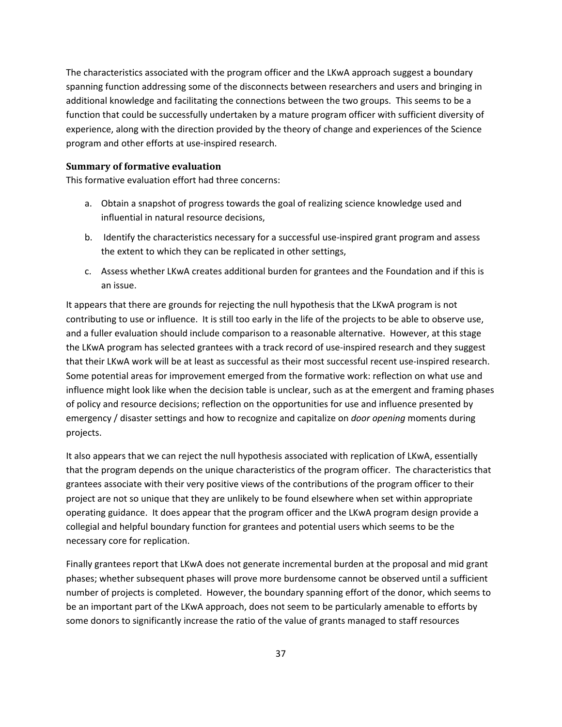The characteristics associated with the program officer and the LKwA approach suggest a boundary spanning function addressing some of the disconnects between researchers and users and bringing in additional knowledge and facilitating the connections between the two groups. This seems to be a function that could be successfully undertaken by a mature program officer with sufficient diversity of experience, along with the direction provided by the theory of change and experiences of the Science program and other efforts at use-inspired research.

### Summary of formative evaluation

This formative evaluation effort had three concerns:

a. Obtain a snapshot of progress towards the goal of realizing science knowledge used and influential in natural resource decisions,

b. Identify the characteristics necessary for a successful use-inspired grant program and assess the extent to which they can be replicated in other settings,

c. Assess whether LKwA creates additional burden for grantees and the Foundation and if this is an issue.

It appears that there are grounds for rejecting the null hypothesis that the LKwA program is not contributing to use or influence. It is still too early in the life of the projects to be able to observe use, and a fuller evaluation should include comparison to a reasonable alternative. However, at this stage the LKwA program has selected grantees with a track record of use-inspired research and they suggest that their LKwA work will be at least as successful as their most successful recent use-inspired research. Some potential areas for improvement emerged from the formative work: reflection on what use and influence might look like when the decision table is unclear, such as at the emergent and framing phases of policy and resource decisions; reflection on the opportunities for use and influence presented by emergency / disaster settings and how to recognize and capitalize on *door opening* moments during projects.

It also appears that we can reject the null hypothesis associated with replication of LKwA, essentially that the program depends on the unique characteristics of the program officer. The characteristics that grantees associate with their very positive views of the contributions of the program officer to their project are not so unique that they are unlikely to be found elsewhere when set within appropriate operating guidance. It does appear that the program officer and the LKwA program design provide a collegial and helpful boundary function for grantees and potential users which seems to be the necessary core for replication.

Finally grantees report that LKwA does not generate incremental burden at the proposal and mid grant phases; whether subsequent phases will prove more burdensome cannot be observed until a sufficient number of projects is completed. However, the boundary spanning effort of the donor, which seems to be an important part of the LKwA approach, does not seem to be particularly amenable to efforts by some donors to significantly increase the ratio of the value of grants managed to staff resources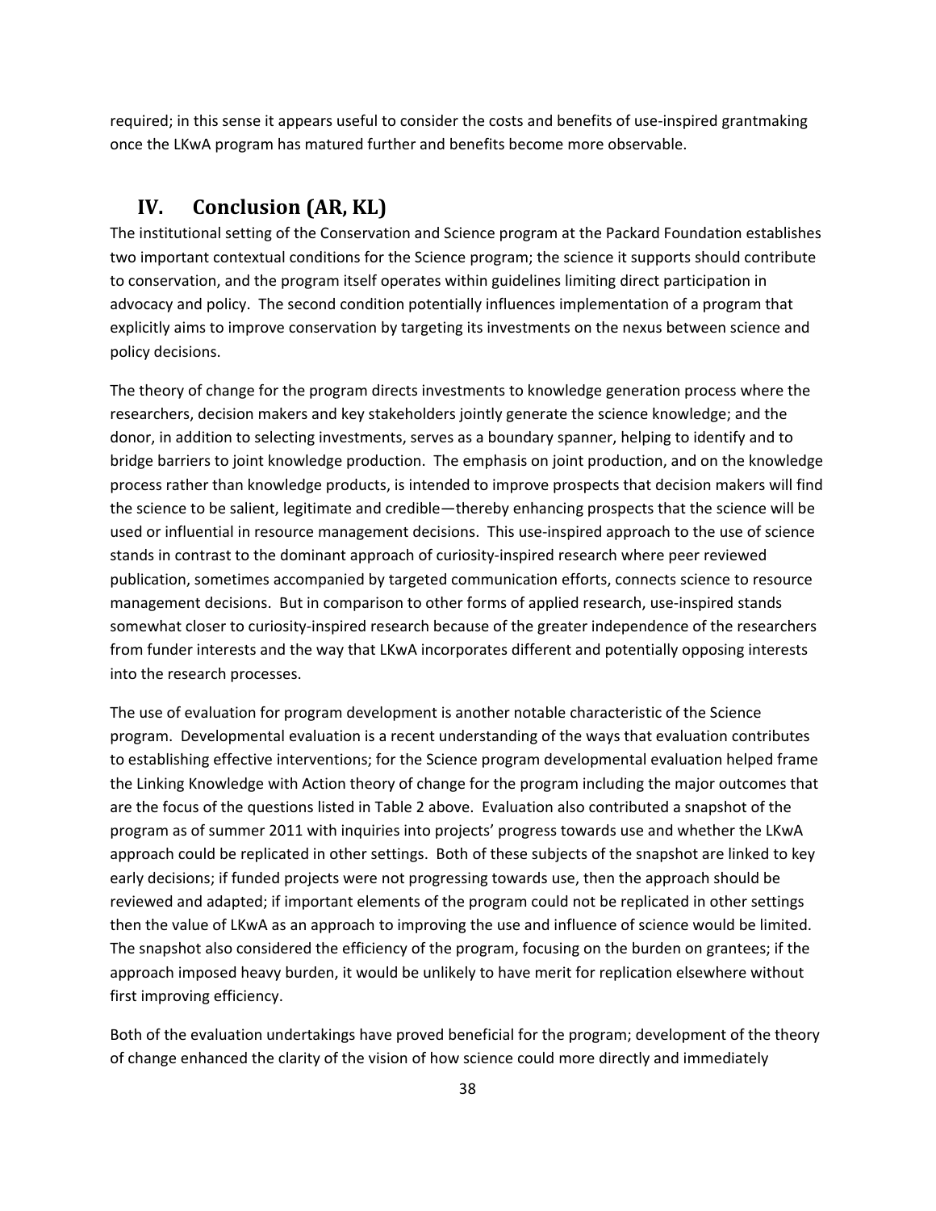required; in this sense it appears useful to consider the costs and benefits of use-inspired grantmaking once the LKwA program has matured further and benefits become more observable.

# IV. Conclusion (AR, KL)

The institutional setting of the Conservation and Science program at the Packard Foundation establishes two important contextual conditions for the Science program; the science it supports should contribute to conservation, and the program itself operates within guidelines limiting direct participation in advocacy and policy. The second condition potentially influences implementation of a program that explicitly aims to improve conservation by targeting its investments on the nexus between science and policy decisions.

The theory of change for the program directs investments to knowledge generation process where the researchers, decision makers and key stakeholders jointly generate the science knowledge; and the donor, in addition to selecting investments, serves as a boundary spanner, helping to identify and to bridge barriers to joint knowledge production. The emphasis on joint production, and on the knowledge process rather than knowledge products, is intended to improve prospects that decision makers will find the science to be salient, legitimate and credible—thereby enhancing prospects that the science will be used or influential in resource management decisions. This use-inspired approach to the use of science stands in contrast to the dominant approach of curiosity-inspired research where peer reviewed publication, sometimes accompanied by targeted communication efforts, connects science to resource management decisions. But in comparison to other forms of applied research, use-inspired stands somewhat closer to curiosity-inspired research because of the greater independence of the researchers from funder interests and the way that LKwA incorporates different and potentially opposing interests into the research processes.

The use of evaluation for program development is another notable characteristic of the Science program. Developmental evaluation is a recent understanding of the ways that evaluation contributes to establishing effective interventions; for the Science program developmental evaluation helped frame the Linking Knowledge with Action theory of change for the program including the major outcomes that are the focus of the questions listed in Table 2 above. Evaluation also contributed a snapshot of the program as of summer 2011 with inquiries into projects' progress towards use and whether the LKwA approach could be replicated in other settings. Both of these subjects of the snapshot are linked to key early decisions; if funded projects were not progressing towards use, then the approach should be reviewed and adapted; if important elements of the program could not be replicated in other settings then the value of LKwA as an approach to improving the use and influence of science would be limited. The snapshot also considered the efficiency of the program, focusing on the burden on grantees; if the approach imposed heavy burden, it would be unlikely to have merit for replication elsewhere without first improving efficiency.

Both of the evaluation undertakings have proved beneficial for the program; development of the theory of change enhanced the clarity of the vision of how science could more directly and immediately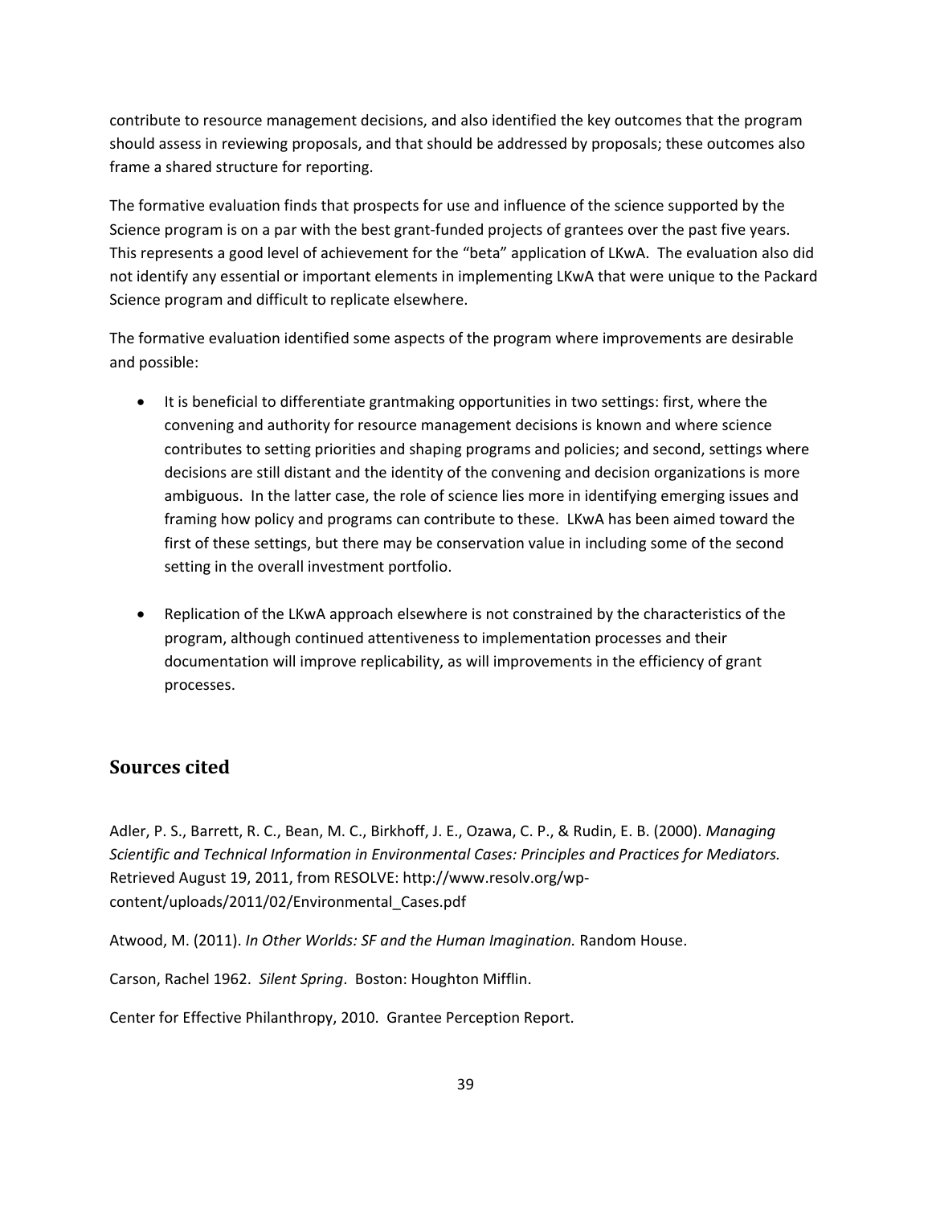contribute to resource management decisions, and also identified the key outcomes that the program should assess in reviewing proposals, and that should be addressed by proposals; these outcomes also frame a shared structure for reporting.

The formative evaluation finds that prospects for use and influence of the science supported by the Science program is on a par with the best grant-funded projects of grantees over the past five years. This represents a good level of achievement for the "beta" application of LKwA. The evaluation also did not identify any essential or important elements in implementing LKwA that were unique to the Packard Science program and difficult to replicate elsewhere.

The formative evaluation identified some aspects of the program where improvements are desirable and possible:

- It is beneficial to differentiate grantmaking opportunities in two settings: first, where the convening and authority for resource management decisions is known and where science contributes to setting priorities and shaping programs and policies; and second, settings where decisions are still distant and the identity of the convening and decision organizations is more ambiguous. In the latter case, the role of science lies more in identifying emerging issues and framing how policy and programs can contribute to these. LKwA has been aimed toward the first of these settings, but there may be conservation value in including some of the second setting in the overall investment portfolio.

- Replication of the LKwA approach elsewhere is not constrained by the characteristics of the program, although continued attentiveness to implementation processes and their documentation will improve replicability, as will improvements in the efficiency of grant processes.

## Sources cited

Adler, P. S., Barrett, R. C., Bean, M. C., Birkhoff, J. E., Ozawa, C. P., & Rudin, E. B. (2000). *Managing Scientific and Technical Information in Environmental Cases: Principles and Practices for Mediators.* Retrieved August 19, 2011, from RESOLVE: http://www.resolv.org/wp-content/uploads/2011/02/Environmental_Cases.pdf

Atwood, M. (2011). *In Other Worlds: SF and the Human Imagination.* Random House.

Carson, Rachel 1962. *Silent Spring*. Boston: Houghton Mifflin.

Center for Effective Philanthropy, 2010. Grantee Perception Report.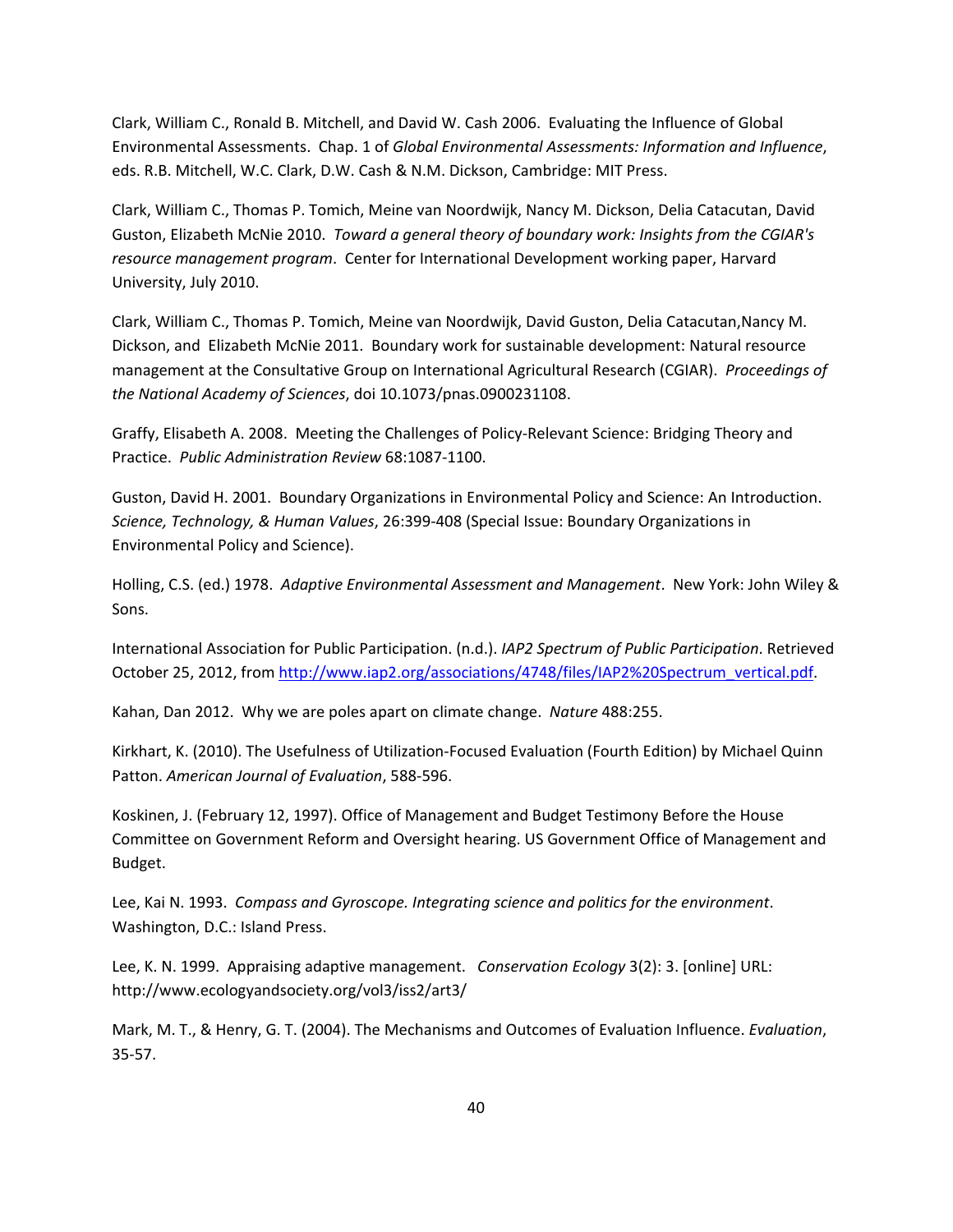Clark, William C., Ronald B. Mitchell, and David W. Cash 2006. Evaluating the Influence of Global Environmental Assessments. Chap. 1 of *Global Environmental Assessments: Information and Influence*, eds. R.B. Mitchell, W.C. Clark, D.W. Cash & N.M. Dickson, Cambridge: MIT Press.

Clark, William C., Thomas P. Tomich, Meine van Noordwijk, Nancy M. Dickson, Delia Catacutan, David Guston, Elizabeth McNie 2010. *Toward a general theory of boundary work: Insights from the CGIAR's resource management program*. Center for International Development working paper, Harvard University, July 2010.

Clark, William C., Thomas P. Tomich, Meine van Noordwijk, David Guston, Delia Catacutan,Nancy M. Dickson, and Elizabeth McNie 2011. Boundary work for sustainable development: Natural resource management at the Consultative Group on International Agricultural Research (CGIAR). *Proceedings of the National Academy of Sciences*, doi 10.1073/pnas.0900231108.

Graffy, Elisabeth A. 2008. Meeting the Challenges of Policy-Relevant Science: Bridging Theory and Practice. *Public Administration Review* 68:1087-1100.

Guston, David H. 2001. Boundary Organizations in Environmental Policy and Science: An Introduction. *Science, Technology, & Human Values*, 26:399-408 (Special Issue: Boundary Organizations in Environmental Policy and Science).

Holling, C.S. (ed.) 1978. *Adaptive Environmental Assessment and Management*. New York: John Wiley & Sons.

International Association for Public Participation. (n.d.). *IAP2 Spectrum of Public Participation*. Retrieved October 25, 2012, from http://www.iap2.org/associations/4748/files/IAP2%20Spectrum_vertical.pdf.

Kahan, Dan 2012. Why we are poles apart on climate change. *Nature* 488:255.

Kirkhart, K. (2010). The Usefulness of Utilization-Focused Evaluation (Fourth Edition) by Michael Quinn Patton. *American Journal of Evaluation*, 588-596.

Koskinen, J. (February 12, 1997). Office of Management and Budget Testimony Before the House Committee on Government Reform and Oversight hearing. US Government Office of Management and Budget.

Lee, Kai N. 1993. *Compass and Gyroscope. Integrating science and politics for the environment*. Washington, D.C.: Island Press.

Lee, K. N. 1999. Appraising adaptive management. *Conservation Ecology* 3(2): 3. [online] URL: http://www.ecologyandsociety.org/vol3/iss2/art3/

Mark, M. T., & Henry, G. T. (2004). The Mechanisms and Outcomes of Evaluation Influence. *Evaluation*, 35-57.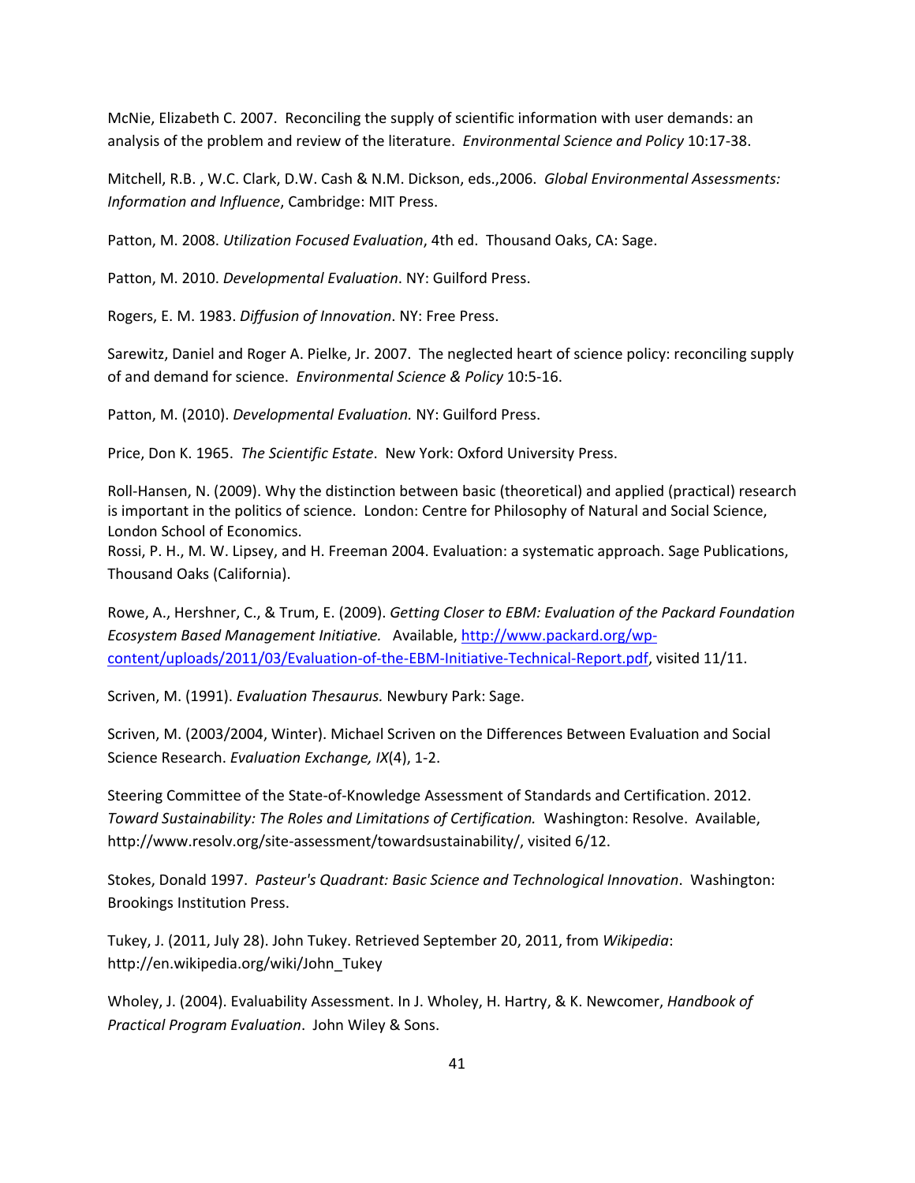McNie, Elizabeth C. 2007. Reconciling the supply of scientific information with user demands: an analysis of the problem and review of the literature. *Environmental Science and Policy* 10:17-38.

Mitchell, R.B. , W.C. Clark, D.W. Cash & N.M. Dickson, eds.,2006. *Global Environmental Assessments: Information and Influence*, Cambridge: MIT Press.

Patton, M. 2008. *Utilization Focused Evaluation*, 4th ed. Thousand Oaks, CA: Sage.

Patton, M. 2010. *Developmental Evaluation*. NY: Guilford Press.

Rogers, E. M. 1983. *Diffusion of Innovation*. NY: Free Press.

Sarewitz, Daniel and Roger A. Pielke, Jr. 2007. The neglected heart of science policy: reconciling supply of and demand for science. *Environmental Science & Policy* 10:5-16.

Patton, M. (2010). *Developmental Evaluation.* NY: Guilford Press.

Price, Don K. 1965. *The Scientific Estate*. New York: Oxford University Press.

Roll-Hansen, N. (2009). Why the distinction between basic (theoretical) and applied (practical) research is important in the politics of science. London: Centre for Philosophy of Natural and Social Science, London School of Economics.

Rossi, P. H., M. W. Lipsey, and H. Freeman 2004. Evaluation: a systematic approach. Sage Publications, Thousand Oaks (California).

Rowe, A., Hershner, C., & Trum, E. (2009). *Getting Closer to EBM: Evaluation of the Packard Foundation Ecosystem Based Management Initiative.* Available, http://www.packard.org/wp-content/uploads/2011/03/Evaluation-of-the-EBM-Initiative-Technical-Report.pdf, visited 11/11.

Scriven, M. (1991). *Evaluation Thesaurus.* Newbury Park: Sage.

Scriven, M. (2003/2004, Winter). Michael Scriven on the Differences Between Evaluation and Social Science Research. *Evaluation Exchange, IX*(4), 1-2.

Steering Committee of the State-of-Knowledge Assessment of Standards and Certification. 2012. *Toward Sustainability: The Roles and Limitations of Certification.* Washington: Resolve. Available, http://www.resolv.org/site-assessment/towardsustainability/, visited 6/12.

Stokes, Donald 1997. *Pasteur's Quadrant: Basic Science and Technological Innovation*. Washington: Brookings Institution Press.

Tukey, J. (2011, July 28). John Tukey. Retrieved September 20, 2011, from *Wikipedia*: http://en.wikipedia.org/wiki/John_Tukey

Wholey, J. (2004). Evaluability Assessment. In J. Wholey, H. Hartry, & K. Newcomer, *Handbook of Practical Program Evaluation*. John Wiley & Sons.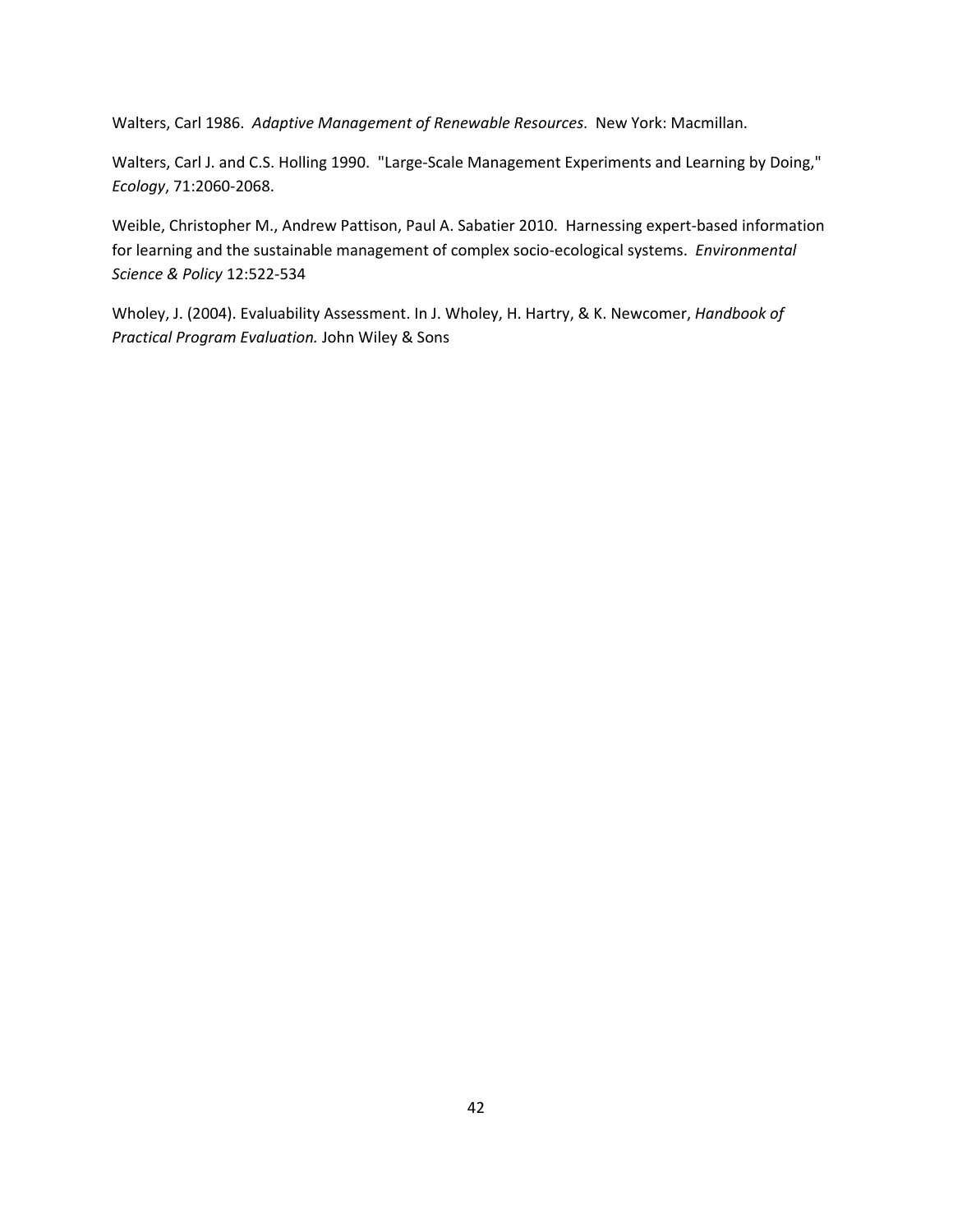Walters, Carl 1986. *Adaptive Management of Renewable Resources*. New York: Macmillan.

Walters, Carl J. and C.S. Holling 1990. "Large-Scale Management Experiments and Learning by Doing," *Ecology*, 71:2060-2068.

Weible, Christopher M., Andrew Pattison, Paul A. Sabatier 2010. Harnessing expert-based information for learning and the sustainable management of complex socio-ecological systems. *Environmental Science & Policy* 12:522-534

Wholey, J. (2004). Evaluability Assessment. In J. Wholey, H. Hartry, & K. Newcomer, *Handbook of Practical Program Evaluation.* John Wiley & Sons